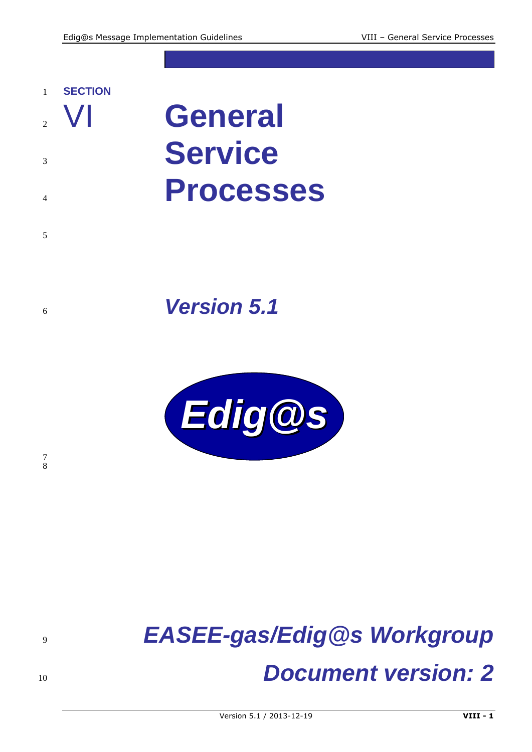**SECTION**

VI

# General Service Processes

***Version 5.1***

Edig@s

***EASEE-gas/Edig@s Workgroup***

***Document version: 2***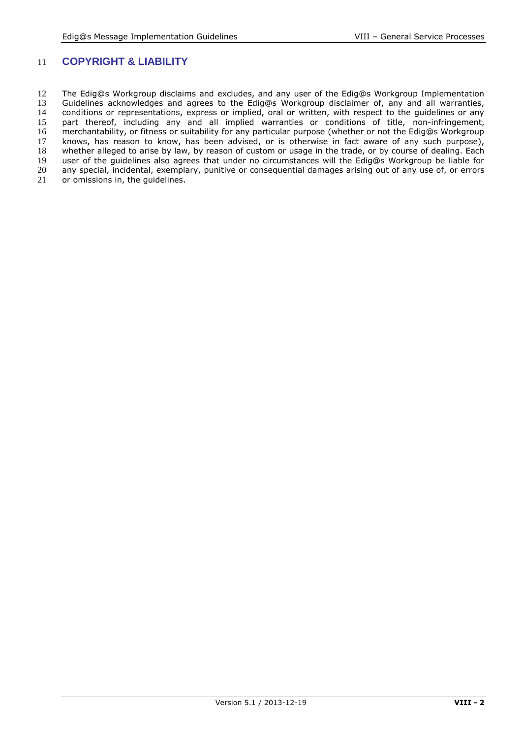## COPYRIGHT & LIABILITY

The Edig@s Workgroup disclaims and excludes, and any user of the Edig@s Workgroup Implementation Guidelines acknowledges and agrees to the Edig@s Workgroup disclaimer of, any and all warranties, conditions or representations, express or implied, oral or written, with respect to the guidelines or any part thereof, including any and all implied warranties or conditions of title, non-infringement, merchantability, or fitness or suitability for any particular purpose (whether or not the Edig@s Workgroup knows, has reason to know, has been advised, or is otherwise in fact aware of any such purpose), whether alleged to arise by law, by reason of custom or usage in the trade, or by course of dealing. Each user of the guidelines also agrees that under no circumstances will the Edig@s Workgroup be liable for any special, incidental, exemplary, punitive or consequential damages arising out of any use of, or errors or omissions in, the guidelines.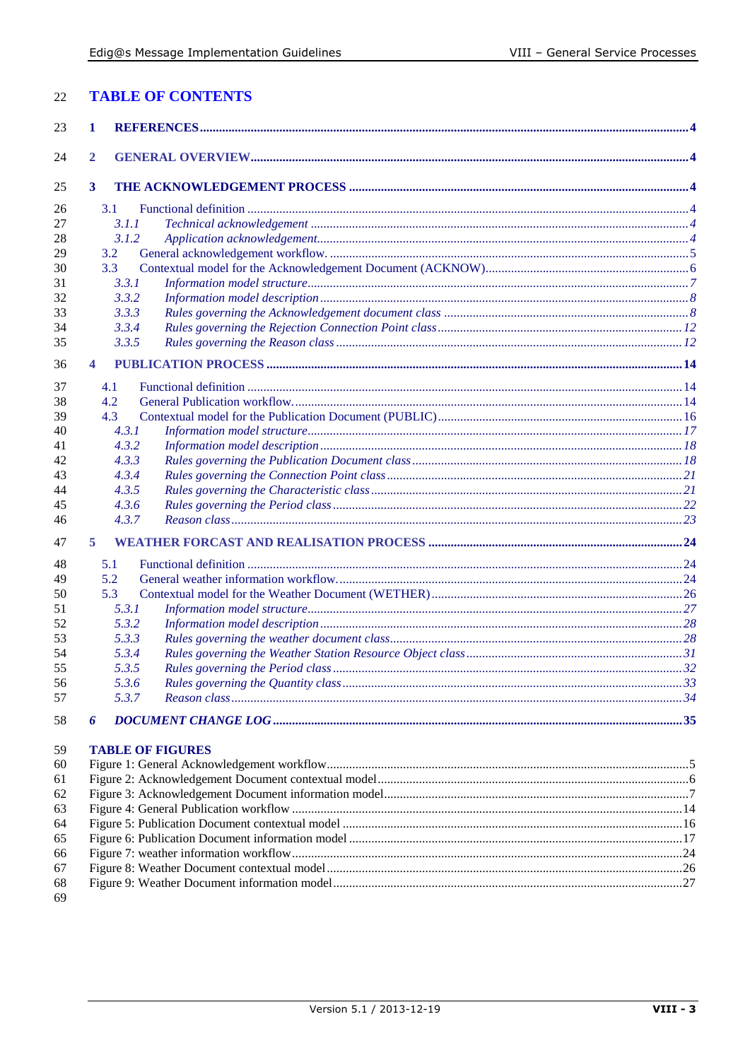## TABLE OF CONTENTS

**1 REFERENCES** ..... 4

**2 GENERAL OVERVIEW** ..... 4

**3 THE ACKNOWLEDGEMENT PROCESS** ..... 4

- 3.1 Functional definition ..... 4
  - *3.1.1 Technical acknowledgement* ..... 4
  - *3.1.2 Application acknowledgement* ..... 4
- 3.2 General acknowledgement workflow. ..... 5
- 3.3 Contextual model for the Acknowledgement Document (ACKNOW) ..... 6
  - *3.3.1 Information model structure* ..... 7
  - *3.3.2 Information model description* ..... 8
  - *3.3.3 Rules governing the Acknowledgement document class* ..... 8
  - *3.3.4 Rules governing the Rejection Connection Point class* ..... 12
  - *3.3.5 Rules governing the Reason class* ..... 12

**4 PUBLICATION PROCESS** ..... 14

- 4.1 Functional definition ..... 14
- 4.2 General Publication workflow. ..... 14
- 4.3 Contextual model for the Publication Document (PUBLIC) ..... 16
  - *4.3.1 Information model structure* ..... 17
  - *4.3.2 Information model description* ..... 18
  - *4.3.3 Rules governing the Publication Document class* ..... 18
  - *4.3.4 Rules governing the Connection Point class* ..... 21
  - *4.3.5 Rules governing the Characteristic class* ..... 21
  - *4.3.6 Rules governing the Period class* ..... 22
  - *4.3.7 Reason class* ..... 23

**5 WEATHER FORCAST AND REALISATION PROCESS** ..... 24

- 5.1 Functional definition ..... 24
- 5.2 General weather information workflow. ..... 24
- 5.3 Contextual model for the Weather Document (WETHER) ..... 26
  - *5.3.1 Information model structure* ..... 27
  - *5.3.2 Information model description* ..... 28
  - *5.3.3 Rules governing the weather document class* ..... 28
  - *5.3.4 Rules governing the Weather Station Resource Object class* ..... 31
  - *5.3.5 Rules governing the Period class* ..... 32
  - *5.3.6 Rules governing the Quantity class* ..... 33
  - *5.3.7 Reason class* ..... 34

***6 DOCUMENT CHANGE LOG*** ..... 35

### TABLE OF FIGURES

- Figure 1: General Acknowledgement workflow ..... 5
- Figure 2: Acknowledgement Document contextual model ..... 6
- Figure 3: Acknowledgement Document information model ..... 7
- Figure 4: General Publication workflow ..... 14
- Figure 5: Publication Document contextual model ..... 16
- Figure 6: Publication Document information model ..... 17
- Figure 7: weather information workflow ..... 24
- Figure 8: Weather Document contextual model ..... 26
- Figure 9: Weather Document information model ..... 27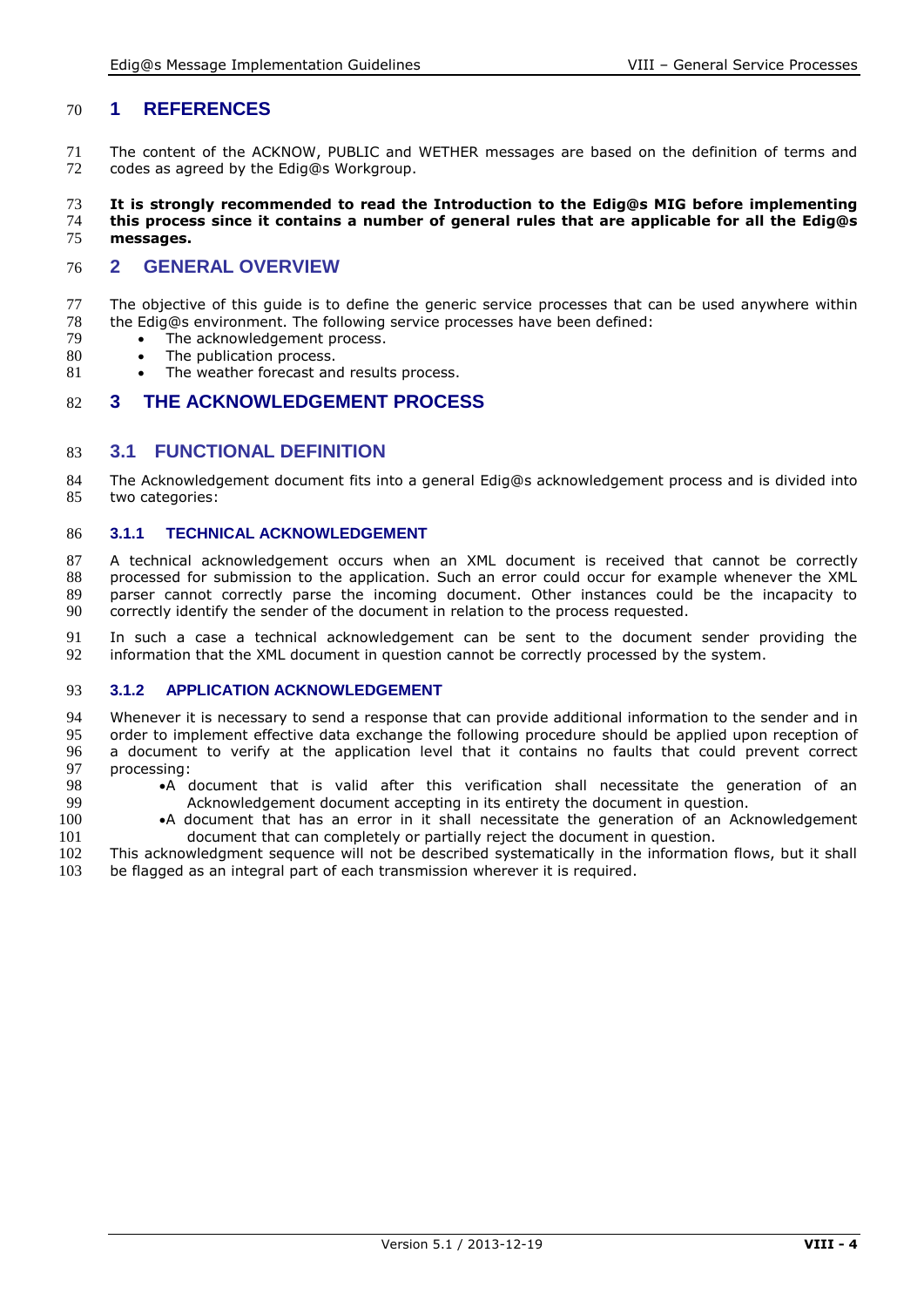# 1 REFERENCES

The content of the ACKNOW, PUBLIC and WETHER messages are based on the definition of terms and codes as agreed by the Edig@s Workgroup.

**It is strongly recommended to read the Introduction to the Edig@s MIG before implementing this process since it contains a number of general rules that are applicable for all the Edig@s messages.**

# 2 GENERAL OVERVIEW

The objective of this guide is to define the generic service processes that can be used anywhere within the Edig@s environment. The following service processes have been defined:

- The acknowledgement process.
- The publication process.
- The weather forecast and results process.

# 3 THE ACKNOWLEDGEMENT PROCESS

## 3.1 FUNCTIONAL DEFINITION

The Acknowledgement document fits into a general Edig@s acknowledgement process and is divided into two categories:

### 3.1.1 TECHNICAL ACKNOWLEDGEMENT

A technical acknowledgement occurs when an XML document is received that cannot be correctly processed for submission to the application. Such an error could occur for example whenever the XML parser cannot correctly parse the incoming document. Other instances could be the incapacity to correctly identify the sender of the document in relation to the process requested.

In such a case a technical acknowledgement can be sent to the document sender providing the information that the XML document in question cannot be correctly processed by the system.

### 3.1.2 APPLICATION ACKNOWLEDGEMENT

Whenever it is necessary to send a response that can provide additional information to the sender and in order to implement effective data exchange the following procedure should be applied upon reception of a document to verify at the application level that it contains no faults that could prevent correct processing:

- A document that is valid after this verification shall necessitate the generation of an Acknowledgement document accepting in its entirety the document in question.
- A document that has an error in it shall necessitate the generation of an Acknowledgement document that can completely or partially reject the document in question.

This acknowledgment sequence will not be described systematically in the information flows, but it shall be flagged as an integral part of each transmission wherever it is required.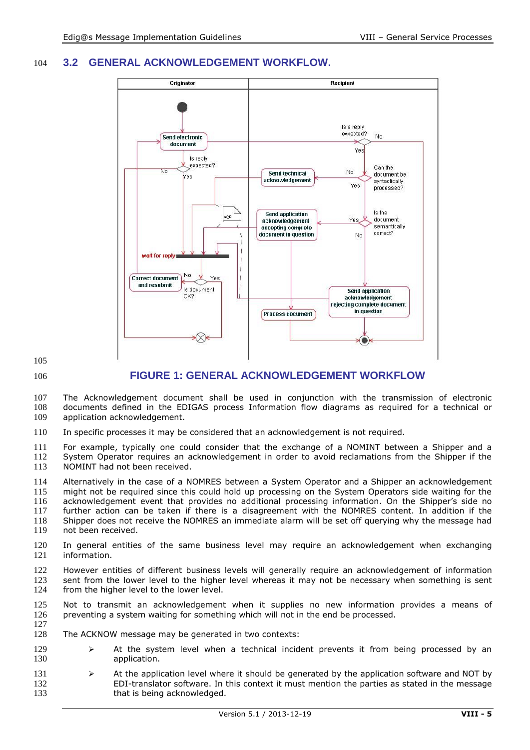## 3.2 GENERAL ACKNOWLEDGEMENT WORKFLOW.

FIGURE 1: GENERAL ACKNOWLEDGEMENT WORKFLOW

The Acknowledgement document shall be used in conjunction with the transmission of electronic documents defined in the EDIGAS process Information flow diagrams as required for a technical or application acknowledgement.

In specific processes it may be considered that an acknowledgement is not required.

For example, typically one could consider that the exchange of a NOMINT between a Shipper and a System Operator requires an acknowledgement in order to avoid reclamations from the Shipper if the NOMINT had not been received.

Alternatively in the case of a NOMRES between a System Operator and a Shipper an acknowledgement might not be required since this could hold up processing on the System Operators side waiting for the acknowledgement event that provides no additional processing information. On the Shipper's side no further action can be taken if there is a disagreement with the NOMRES content. In addition if the Shipper does not receive the NOMRES an immediate alarm will be set off querying why the message had not been received.

In general entities of the same business level may require an acknowledgement when exchanging information.

However entities of different business levels will generally require an acknowledgement of information sent from the lower level to the higher level whereas it may not be necessary when something is sent from the higher level to the lower level.

Not to transmit an acknowledgement when it supplies no new information provides a means of preventing a system waiting for something which will not in the end be processed.

The ACKNOW message may be generated in two contexts:

- At the system level when a technical incident prevents it from being processed by an application.
- At the application level where it should be generated by the application software and NOT by EDI-translator software. In this context it must mention the parties as stated in the message that is being acknowledged.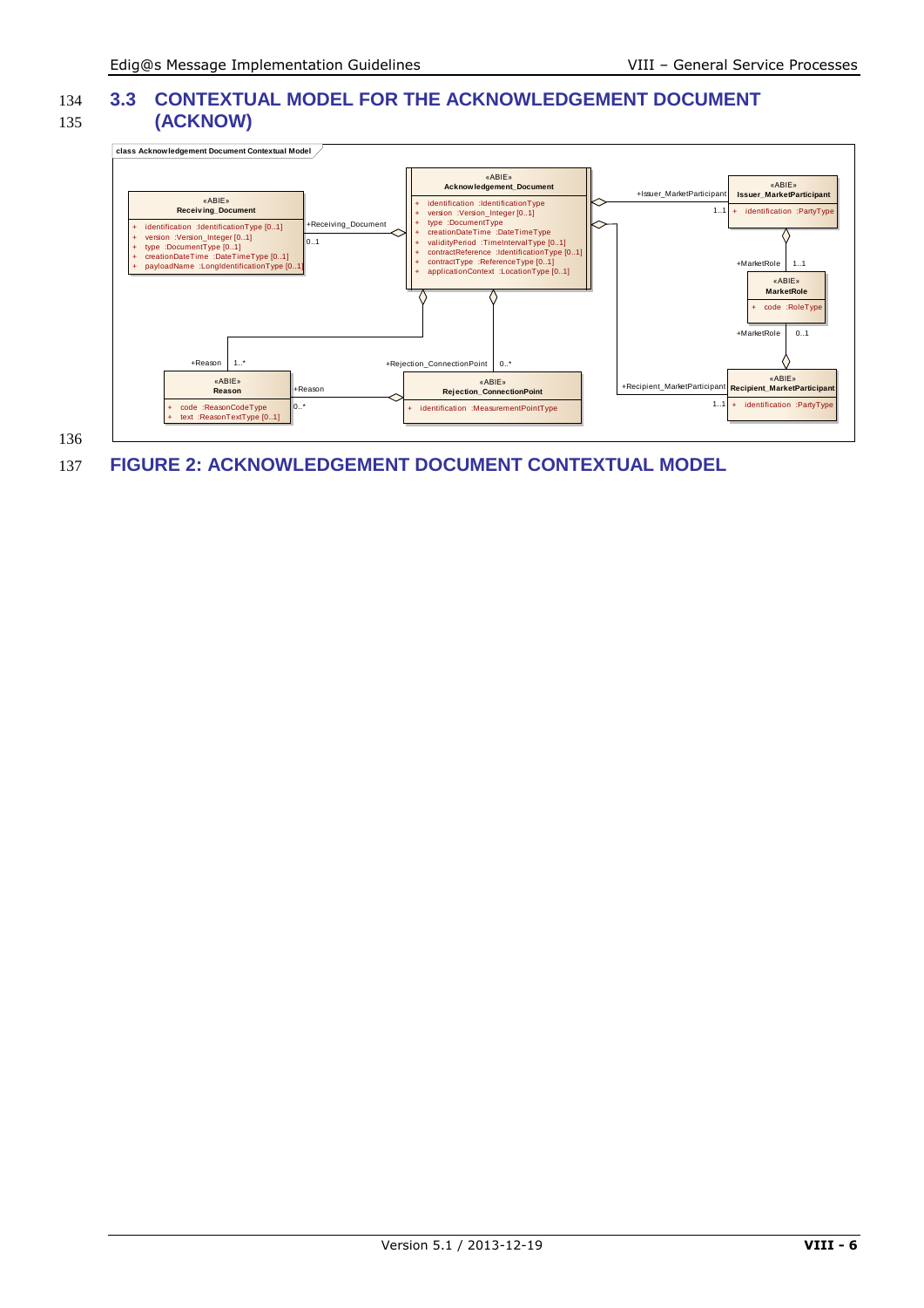## 3.3 CONTEXTUAL MODEL FOR THE ACKNOWLEDGEMENT DOCUMENT (ACKNOW)

class Acknowledgement Document Contextual Model

**«ABIE» Acknowledgement_Document**
- + identification :IdentificationType
- + version :Version_Integer [0..1]
- + type :DocumentType
- + creationDateTime :DateTimeType
- + validityPeriod :TimeIntervalType [0..1]
- + contractReference :IdentificationType [0..1]
- + contractType :ReferenceType [0..1]
- + applicationContext :LocationType [0..1]

**«ABIE» Receiving_Document** (+Receiving_Document 0..1)
- + identification :IdentificationType [0..1]
- + version :Version_Integer [0..1]
- + type :DocumentType [0..1]
- + creationDateTime :DateTimeType [0..1]
- + payloadName :LongIdentificationType [0..1]

**«ABIE» Issuer_MarketParticipant** (+Issuer_MarketParticipant 1..1)
- + identification :PartyType

**«ABIE» MarketRole** (+MarketRole 1..1; +MarketRole 0..1)
- + code :RoleType

**«ABIE» Recipient_MarketParticipant** (+Recipient_MarketParticipant 1..1)
- + identification :PartyType

**«ABIE» Reason** (+Reason 1..*; +Reason 0..*)
- + code :ReasonCodeType
- + text :ReasonTextType [0..1]

**«ABIE» Rejection_ConnectionPoint** (+Rejection_ConnectionPoint 0..*)
- + identification :MeasurementPointType

FIGURE 2: ACKNOWLEDGEMENT DOCUMENT CONTEXTUAL MODEL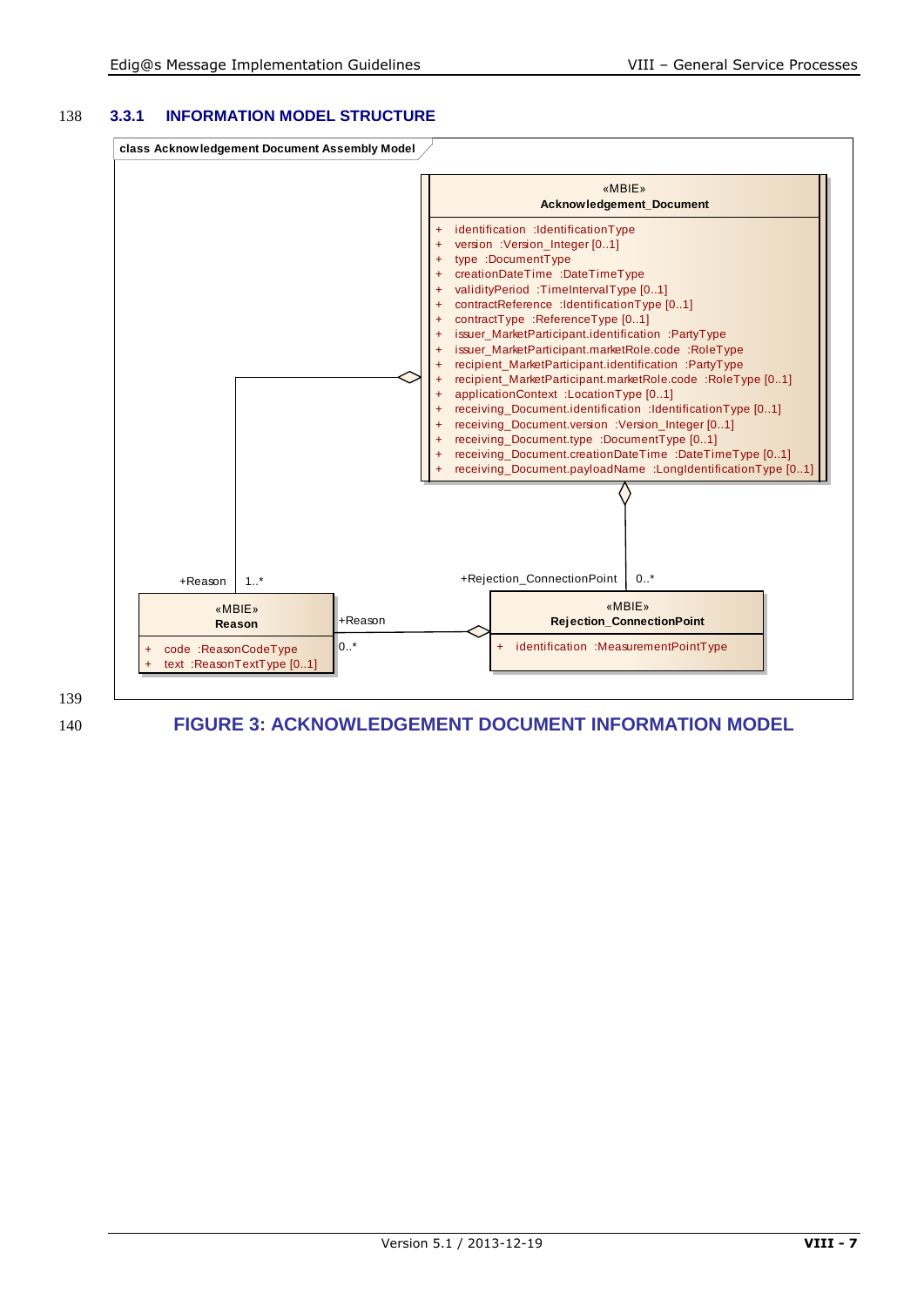### 3.3.1 INFORMATION MODEL STRUCTURE

class Acknowledgement Document Assembly Model

«MBIE»
**Acknowledgement_Document**

- \+ identification :IdentificationType
- \+ version :Version_Integer [0..1]
- \+ type :DocumentType
- \+ creationDateTime :DateTimeType
- \+ validityPeriod :TimeIntervalType [0..1]
- \+ contractReference :IdentificationType [0..1]
- \+ contractType :ReferenceType [0..1]
- \+ issuer_MarketParticipant.identification :PartyType
- \+ issuer_MarketParticipant.marketRole.code :RoleType
- \+ recipient_MarketParticipant.identification :PartyType
- \+ recipient_MarketParticipant.marketRole.code :RoleType [0..1]
- \+ applicationContext :LocationType [0..1]
- \+ receiving_Document.identification :IdentificationType [0..1]
- \+ receiving_Document.version :Version_Integer [0..1]
- \+ receiving_Document.type :DocumentType [0..1]
- \+ receiving_Document.creationDateTime :DateTimeType [0..1]
- \+ receiving_Document.payloadName :LongIdentificationType [0..1]

+Reason 1..*

«MBIE»
**Reason**

- \+ code :ReasonCodeType
- \+ text :ReasonTextType [0..1]

+Rejection_ConnectionPoint 0..*

«MBIE»
**Rejection_ConnectionPoint**

- \+ identification :MeasurementPointType

+Reason 0..*

**FIGURE 3: ACKNOWLEDGEMENT DOCUMENT INFORMATION MODEL**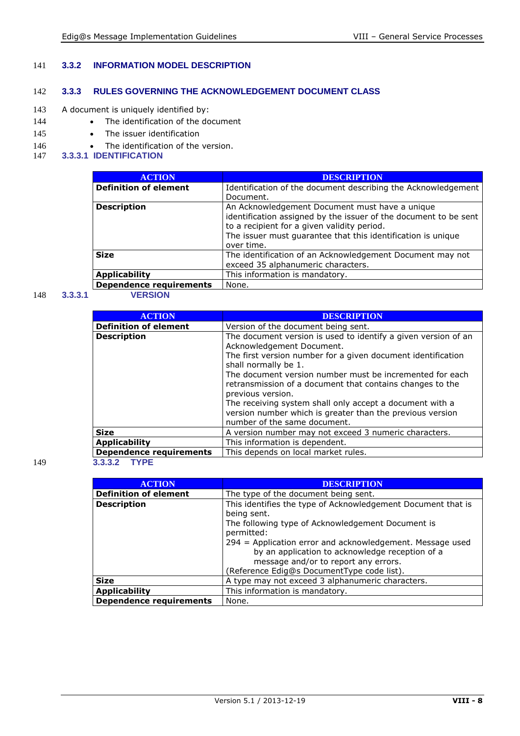### 3.3.2 INFORMATION MODEL DESCRIPTION

### 3.3.3 RULES GOVERNING THE ACKNOWLEDGEMENT DOCUMENT CLASS

A document is uniquely identified by:

- The identification of the document
- The issuer identification
- The identification of the version.

#### 3.3.3.1 IDENTIFICATION

| ACTION | DESCRIPTION |
|---|---|
| **Definition of element** | Identification of the document describing the Acknowledgement Document. |
| **Description** | An Acknowledgement Document must have a unique identification assigned by the issuer of the document to be sent to a recipient for a given validity period.<br>The issuer must guarantee that this identification is unique over time. |
| **Size** | The identification of an Acknowledgement Document may not exceed 35 alphanumeric characters. |
| **Applicability** | This information is mandatory. |
| **Dependence requirements** | None. |

#### 3.3.3.1 VERSION

| ACTION | DESCRIPTION |
|---|---|
| **Definition of element** | Version of the document being sent. |
| **Description** | The document version is used to identify a given version of an Acknowledgement Document.<br>The first version number for a given document identification shall normally be 1.<br>The document version number must be incremented for each retransmission of a document that contains changes to the previous version.<br>The receiving system shall only accept a document with a version number which is greater than the previous version number of the same document. |
| **Size** | A version number may not exceed 3 numeric characters. |
| **Applicability** | This information is dependent. |
| **Dependence requirements** | This depends on local market rules. |

#### 3.3.3.2 TYPE

| ACTION | DESCRIPTION |
|---|---|
| **Definition of element** | The type of the document being sent. |
| **Description** | This identifies the type of Acknowledgement Document that is being sent.<br>The following type of Acknowledgement Document is permitted:<br>294 = Application error and acknowledgement. Message used by an application to acknowledge reception of a message and/or to report any errors.<br>(Reference Edig@s DocumentType code list). |
| **Size** | A type may not exceed 3 alphanumeric characters. |
| **Applicability** | This information is mandatory. |
| **Dependence requirements** | None. |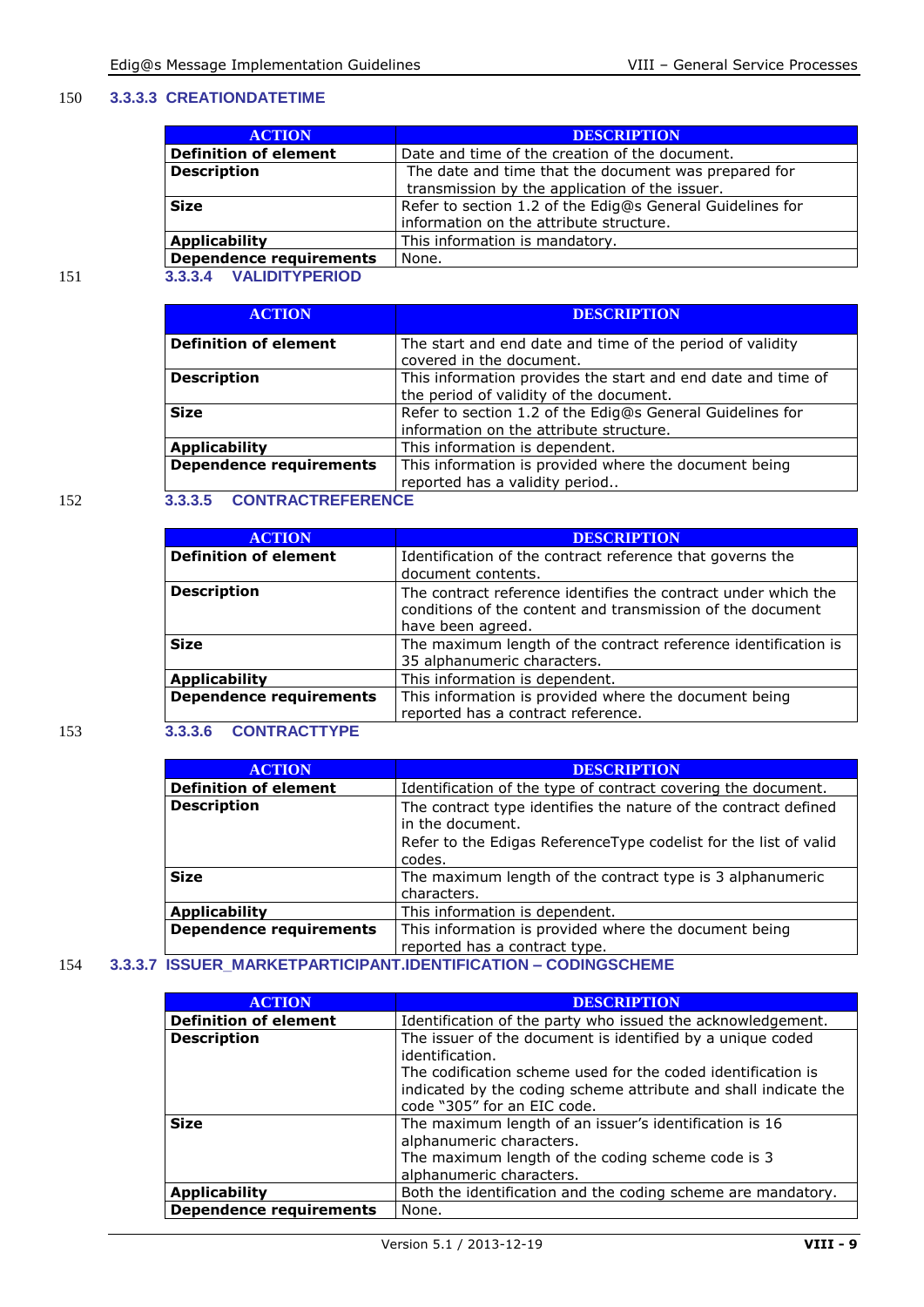#### 3.3.3.3 CREATIONDATETIME

| ACTION | DESCRIPTION |
|---|---|
| **Definition of element** | Date and time of the creation of the document. |
| **Description** | The date and time that the document was prepared for transmission by the application of the issuer. |
| **Size** | Refer to section 1.2 of the Edig@s General Guidelines for information on the attribute structure. |
| **Applicability** | This information is mandatory. |
| **Dependence requirements** | None. |

#### 3.3.3.4 VALIDITYPERIOD

| ACTION | DESCRIPTION |
|---|---|
| **Definition of element** | The start and end date and time of the period of validity covered in the document. |
| **Description** | This information provides the start and end date and time of the period of validity of the document. |
| **Size** | Refer to section 1.2 of the Edig@s General Guidelines for information on the attribute structure. |
| **Applicability** | This information is dependent. |
| **Dependence requirements** | This information is provided where the document being reported has a validity period.. |

#### 3.3.3.5 CONTRACTREFERENCE

| ACTION | DESCRIPTION |
|---|---|
| **Definition of element** | Identification of the contract reference that governs the document contents. |
| **Description** | The contract reference identifies the contract under which the conditions of the content and transmission of the document have been agreed. |
| **Size** | The maximum length of the contract reference identification is 35 alphanumeric characters. |
| **Applicability** | This information is dependent. |
| **Dependence requirements** | This information is provided where the document being reported has a contract reference. |

#### 3.3.3.6 CONTRACTTYPE

| ACTION | DESCRIPTION |
|---|---|
| **Definition of element** | Identification of the type of contract covering the document. |
| **Description** | The contract type identifies the nature of the contract defined in the document.<br>Refer to the Edigas ReferenceType codelist for the list of valid codes. |
| **Size** | The maximum length of the contract type is 3 alphanumeric characters. |
| **Applicability** | This information is dependent. |
| **Dependence requirements** | This information is provided where the document being reported has a contract type. |

#### 3.3.3.7 ISSUER_MARKETPARTICIPANT.IDENTIFICATION – CODINGSCHEME

| ACTION | DESCRIPTION |
|---|---|
| **Definition of element** | Identification of the party who issued the acknowledgement. |
| **Description** | The issuer of the document is identified by a unique coded identification.<br>The codification scheme used for the coded identification is indicated by the coding scheme attribute and shall indicate the code "305" for an EIC code. |
| **Size** | The maximum length of an issuer's identification is 16 alphanumeric characters.<br>The maximum length of the coding scheme code is 3 alphanumeric characters. |
| **Applicability** | Both the identification and the coding scheme are mandatory. |
| **Dependence requirements** | None. |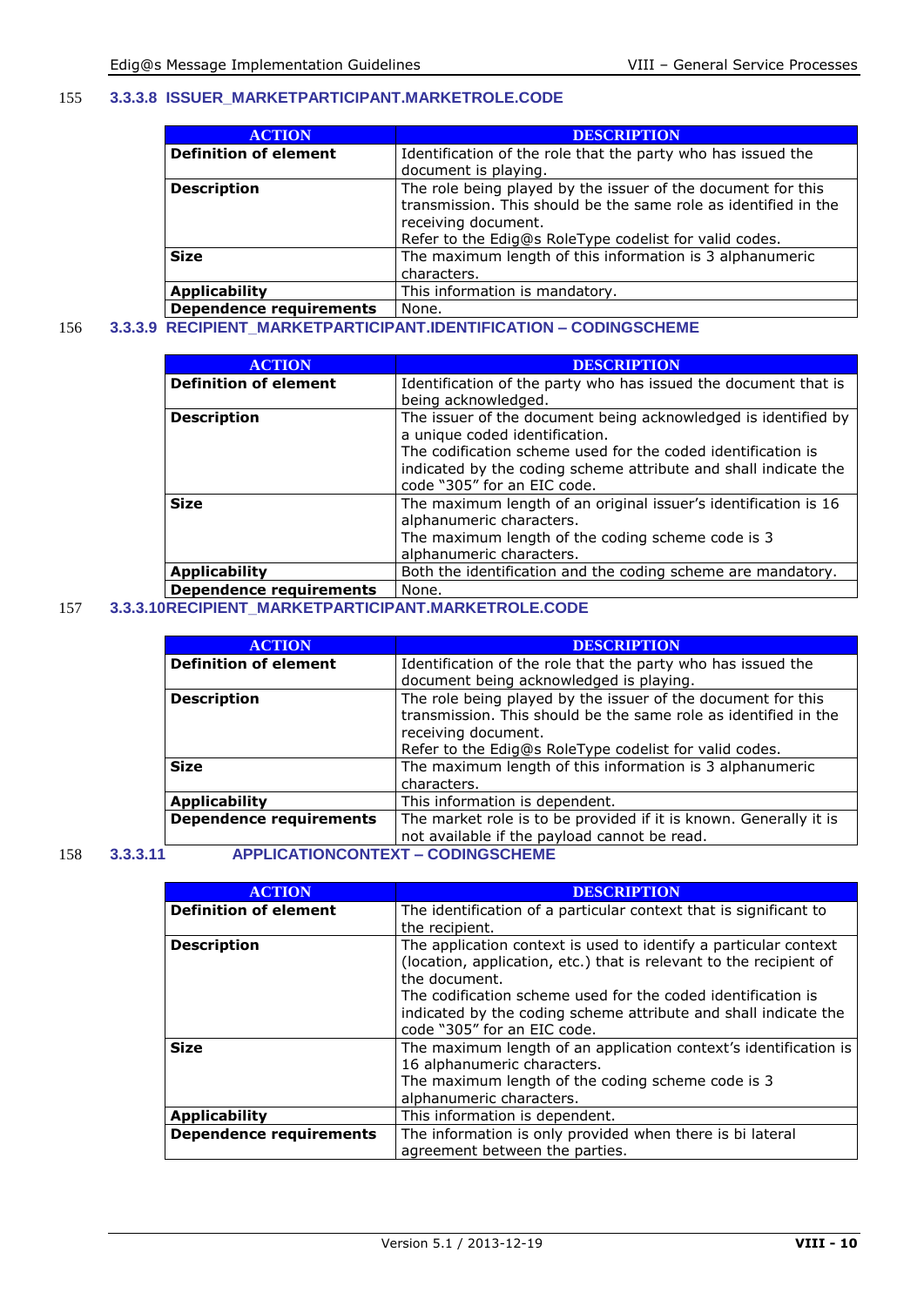### 3.3.3.8 ISSUER_MARKETPARTICIPANT.MARKETROLE.CODE

| ACTION | DESCRIPTION |
|---|---|
| **Definition of element** | Identification of the role that the party who has issued the document is playing. |
| **Description** | The role being played by the issuer of the document for this transmission. This should be the same role as identified in the receiving document.<br>Refer to the Edig@s RoleType codelist for valid codes. |
| **Size** | The maximum length of this information is 3 alphanumeric characters. |
| **Applicability** | This information is mandatory. |
| **Dependence requirements** | None. |

### 3.3.3.9 RECIPIENT_MARKETPARTICIPANT.IDENTIFICATION – CODINGSCHEME

| ACTION | DESCRIPTION |
|---|---|
| **Definition of element** | Identification of the party who has issued the document that is being acknowledged. |
| **Description** | The issuer of the document being acknowledged is identified by a unique coded identification.<br>The codification scheme used for the coded identification is indicated by the coding scheme attribute and shall indicate the code "305" for an EIC code. |
| **Size** | The maximum length of an original issuer's identification is 16 alphanumeric characters.<br>The maximum length of the coding scheme code is 3 alphanumeric characters. |
| **Applicability** | Both the identification and the coding scheme are mandatory. |
| **Dependence requirements** | None. |

### 3.3.3.10 RECIPIENT_MARKETPARTICIPANT.MARKETROLE.CODE

| ACTION | DESCRIPTION |
|---|---|
| **Definition of element** | Identification of the role that the party who has issued the document being acknowledged is playing. |
| **Description** | The role being played by the issuer of the document for this transmission. This should be the same role as identified in the receiving document.<br>Refer to the Edig@s RoleType codelist for valid codes. |
| **Size** | The maximum length of this information is 3 alphanumeric characters. |
| **Applicability** | This information is dependent. |
| **Dependence requirements** | The market role is to be provided if it is known. Generally it is not available if the payload cannot be read. |

### 3.3.3.11 APPLICATIONCONTEXT – CODINGSCHEME

| ACTION | DESCRIPTION |
|---|---|
| **Definition of element** | The identification of a particular context that is significant to the recipient. |
| **Description** | The application context is used to identify a particular context (location, application, etc.) that is relevant to the recipient of the document.<br>The codification scheme used for the coded identification is indicated by the coding scheme attribute and shall indicate the code "305" for an EIC code. |
| **Size** | The maximum length of an application context's identification is 16 alphanumeric characters.<br>The maximum length of the coding scheme code is 3 alphanumeric characters. |
| **Applicability** | This information is dependent. |
| **Dependence requirements** | The information is only provided when there is bi lateral agreement between the parties. |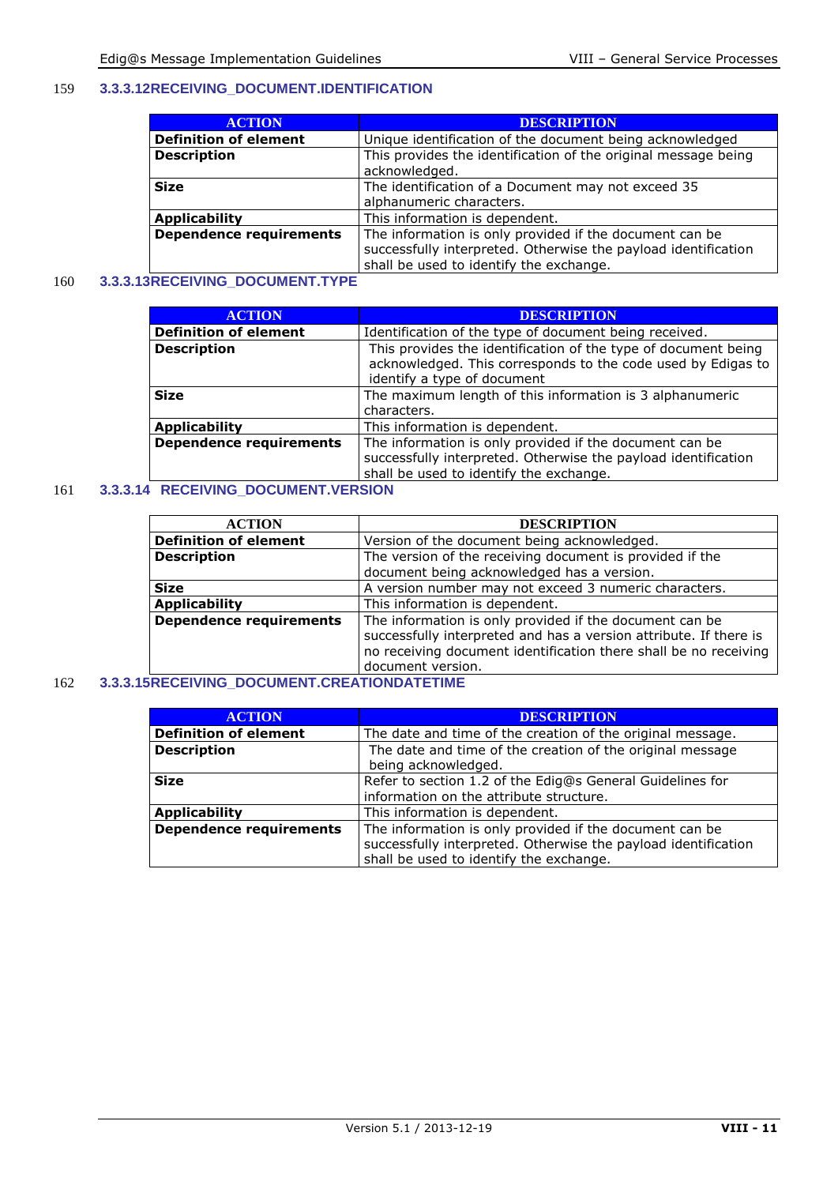#### 3.3.3.12 RECEIVING_DOCUMENT.IDENTIFICATION

| ACTION | DESCRIPTION |
|---|---|
| **Definition of element** | Unique identification of the document being acknowledged |
| **Description** | This provides the identification of the original message being acknowledged. |
| **Size** | The identification of a Document may not exceed 35 alphanumeric characters. |
| **Applicability** | This information is dependent. |
| **Dependence requirements** | The information is only provided if the document can be successfully interpreted. Otherwise the payload identification shall be used to identify the exchange. |

#### 3.3.3.13 RECEIVING_DOCUMENT.TYPE

| ACTION | DESCRIPTION |
|---|---|
| **Definition of element** | Identification of the type of document being received. |
| **Description** | This provides the identification of the type of document being acknowledged. This corresponds to the code used by Edigas to identify a type of document |
| **Size** | The maximum length of this information is 3 alphanumeric characters. |
| **Applicability** | This information is dependent. |
| **Dependence requirements** | The information is only provided if the document can be successfully interpreted. Otherwise the payload identification shall be used to identify the exchange. |

#### 3.3.3.14 RECEIVING_DOCUMENT.VERSION

| ACTION | DESCRIPTION |
|---|---|
| **Definition of element** | Version of the document being acknowledged. |
| **Description** | The version of the receiving document is provided if the document being acknowledged has a version. |
| **Size** | A version number may not exceed 3 numeric characters. |
| **Applicability** | This information is dependent. |
| **Dependence requirements** | The information is only provided if the document can be successfully interpreted and has a version attribute. If there is no receiving document identification there shall be no receiving document version. |

#### 3.3.3.15 RECEIVING_DOCUMENT.CREATIONDATETIME

| ACTION | DESCRIPTION |
|---|---|
| **Definition of element** | The date and time of the creation of the original message. |
| **Description** | The date and time of the creation of the original message being acknowledged. |
| **Size** | Refer to section 1.2 of the Edig@s General Guidelines for information on the attribute structure. |
| **Applicability** | This information is dependent. |
| **Dependence requirements** | The information is only provided if the document can be successfully interpreted. Otherwise the payload identification shall be used to identify the exchange. |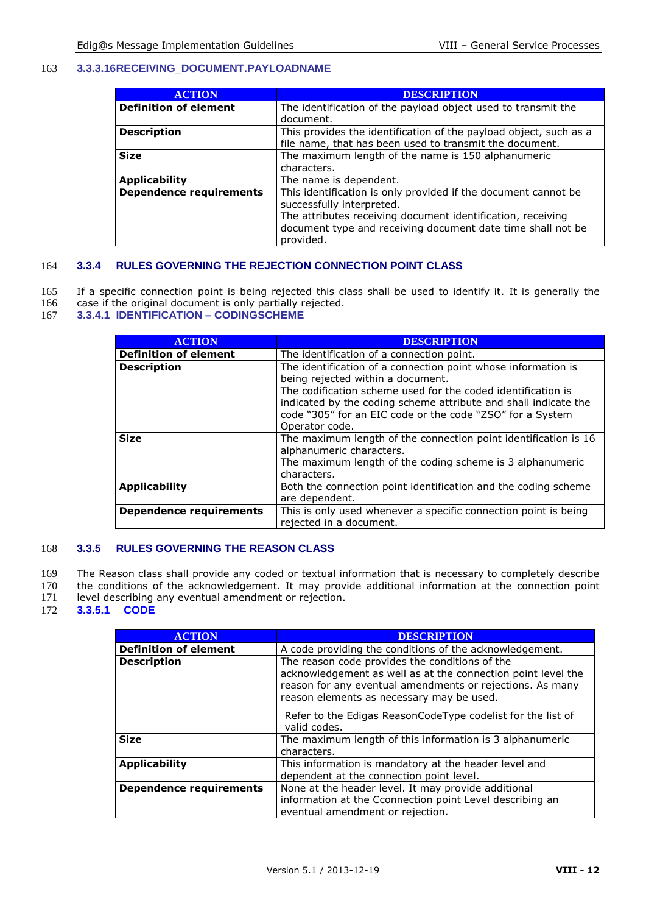#### 3.3.3.16 RECEIVING_DOCUMENT.PAYLOADNAME

| ACTION | DESCRIPTION |
| --- | --- |
| **Definition of element** | The identification of the payload object used to transmit the document. |
| **Description** | This provides the identification of the payload object, such as a file name, that has been used to transmit the document. |
| **Size** | The maximum length of the name is 150 alphanumeric characters. |
| **Applicability** | The name is dependent. |
| **Dependence requirements** | This identification is only provided if the document cannot be successfully interpreted.<br>The attributes receiving document identification, receiving document type and receiving document date time shall not be provided. |

### 3.3.4 RULES GOVERNING THE REJECTION CONNECTION POINT CLASS

If a specific connection point is being rejected this class shall be used to identify it. It is generally the case if the original document is only partially rejected.

#### 3.3.4.1 IDENTIFICATION – CODINGSCHEME

| ACTION | DESCRIPTION |
| --- | --- |
| **Definition of element** | The identification of a connection point. |
| **Description** | The identification of a connection point whose information is being rejected within a document.<br>The codification scheme used for the coded identification is indicated by the coding scheme attribute and shall indicate the code “305” for an EIC code or the code “ZSO” for a System Operator code. |
| **Size** | The maximum length of the connection point identification is 16 alphanumeric characters.<br>The maximum length of the coding scheme is 3 alphanumeric characters. |
| **Applicability** | Both the connection point identification and the coding scheme are dependent. |
| **Dependence requirements** | This is only used whenever a specific connection point is being rejected in a document. |

### 3.3.5 RULES GOVERNING THE REASON CLASS

The Reason class shall provide any coded or textual information that is necessary to completely describe the conditions of the acknowledgement. It may provide additional information at the connection point level describing any eventual amendment or rejection.

#### 3.3.5.1 CODE

| ACTION | DESCRIPTION |
| --- | --- |
| **Definition of element** | A code providing the conditions of the acknowledgement. |
| **Description** | The reason code provides the conditions of the acknowledgement as well as at the connection point level the reason for any eventual amendments or rejections. As many reason elements as necessary may be used.<br>Refer to the Edigas ReasonCodeType codelist for the list of valid codes. |
| **Size** | The maximum length of this information is 3 alphanumeric characters. |
| **Applicability** | This information is mandatory at the header level and dependent at the connection point level. |
| **Dependence requirements** | None at the header level. It may provide additional information at the Cconnection point Level describing an eventual amendment or rejection. |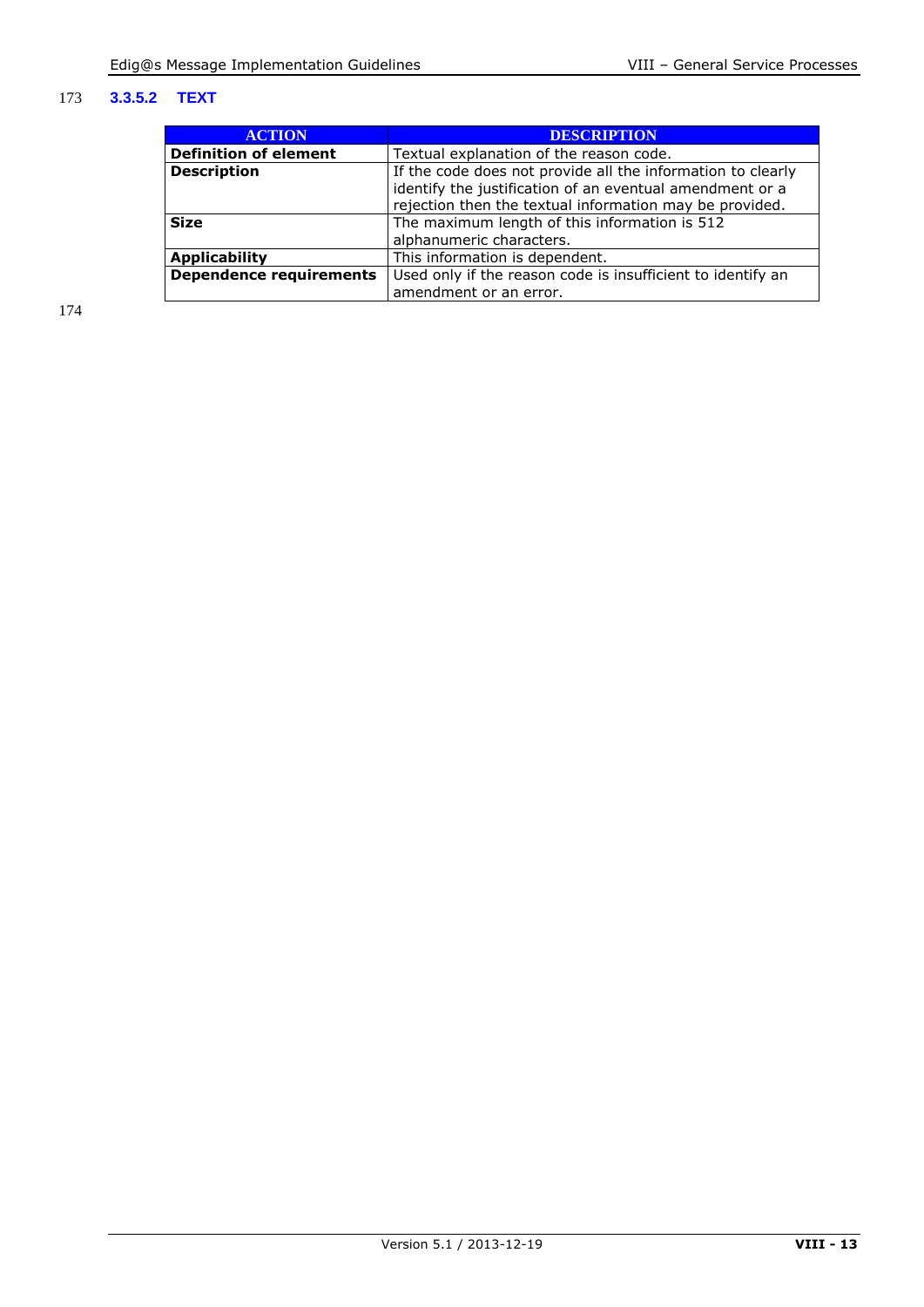#### 3.3.5.2 TEXT

| ACTION | DESCRIPTION |
|---|---|
| **Definition of element** | Textual explanation of the reason code. |
| **Description** | If the code does not provide all the information to clearly identify the justification of an eventual amendment or a rejection then the textual information may be provided. |
| **Size** | The maximum length of this information is 512 alphanumeric characters. |
| **Applicability** | This information is dependent. |
| **Dependence requirements** | Used only if the reason code is insufficient to identify an amendment or an error. |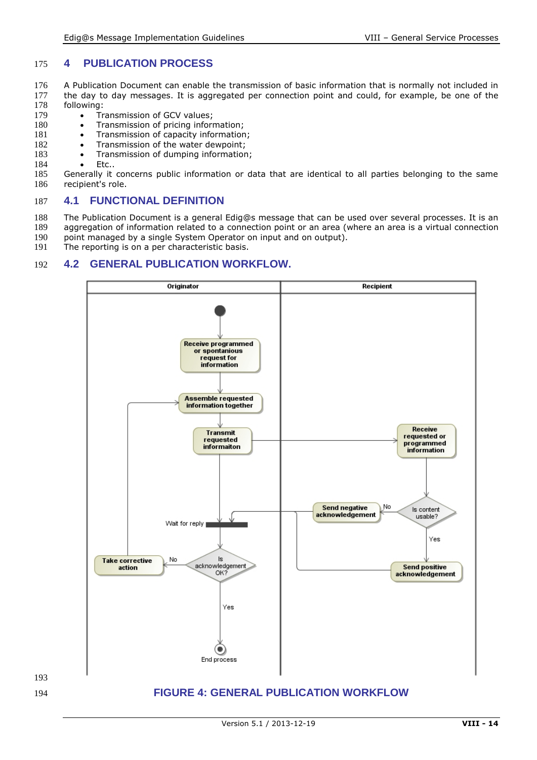# 4 PUBLICATION PROCESS

A Publication Document can enable the transmission of basic information that is normally not included in the day to day messages. It is aggregated per connection point and could, for example, be one of the following:

- Transmission of GCV values;
- Transmission of pricing information;
- Transmission of capacity information;
- Transmission of the water dewpoint;
- Transmission of dumping information;
- Etc..

Generally it concerns public information or data that are identical to all parties belonging to the same recipient's role.

## 4.1 FUNCTIONAL DEFINITION

The Publication Document is a general Edig@s message that can be used over several processes. It is an aggregation of information related to a connection point or an area (where an area is a virtual connection point managed by a single System Operator on input and on output).

The reporting is on a per characteristic basis.

## 4.2 GENERAL PUBLICATION WORKFLOW.

FIGURE 4: GENERAL PUBLICATION WORKFLOW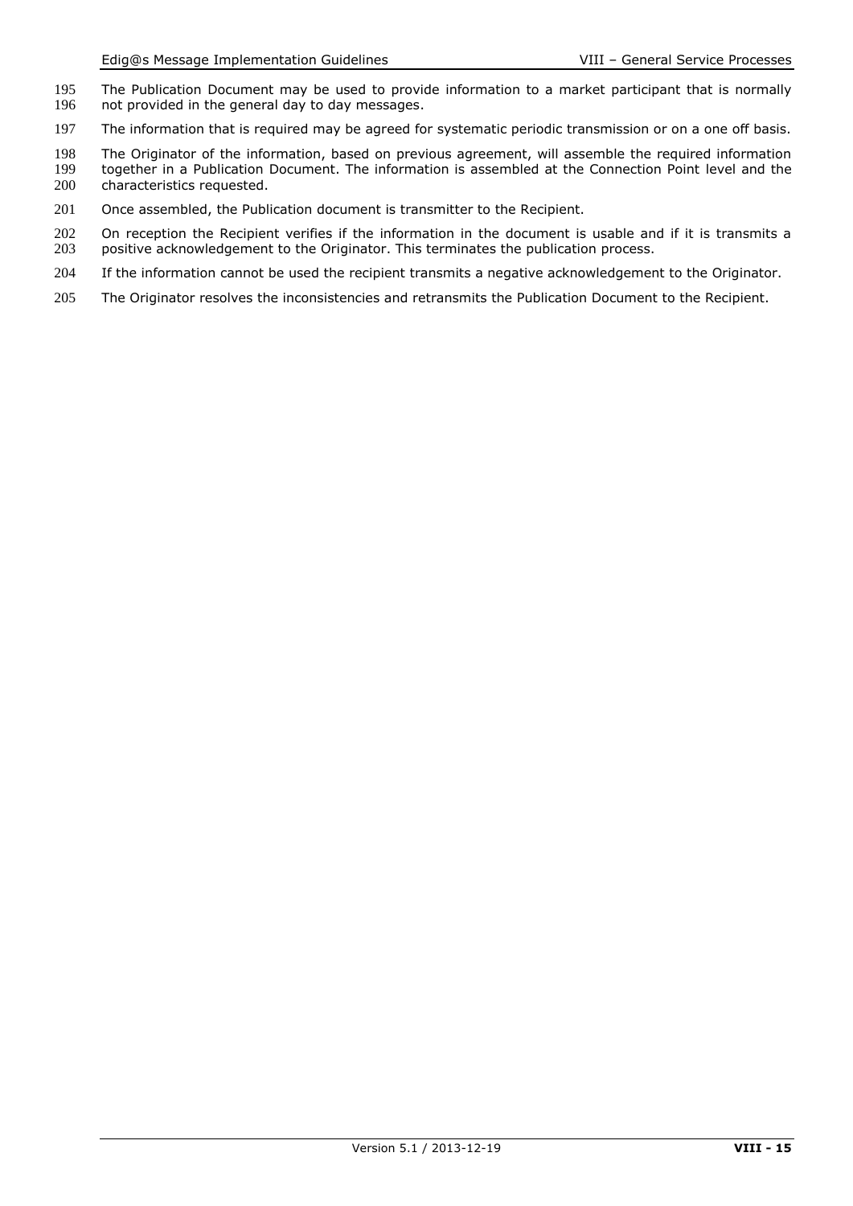The Publication Document may be used to provide information to a market participant that is normally not provided in the general day to day messages.

The information that is required may be agreed for systematic periodic transmission or on a one off basis.

The Originator of the information, based on previous agreement, will assemble the required information together in a Publication Document. The information is assembled at the Connection Point level and the characteristics requested.

Once assembled, the Publication document is transmitter to the Recipient.

On reception the Recipient verifies if the information in the document is usable and if it is transmits a positive acknowledgement to the Originator. This terminates the publication process.

If the information cannot be used the recipient transmits a negative acknowledgement to the Originator.

The Originator resolves the inconsistencies and retransmits the Publication Document to the Recipient.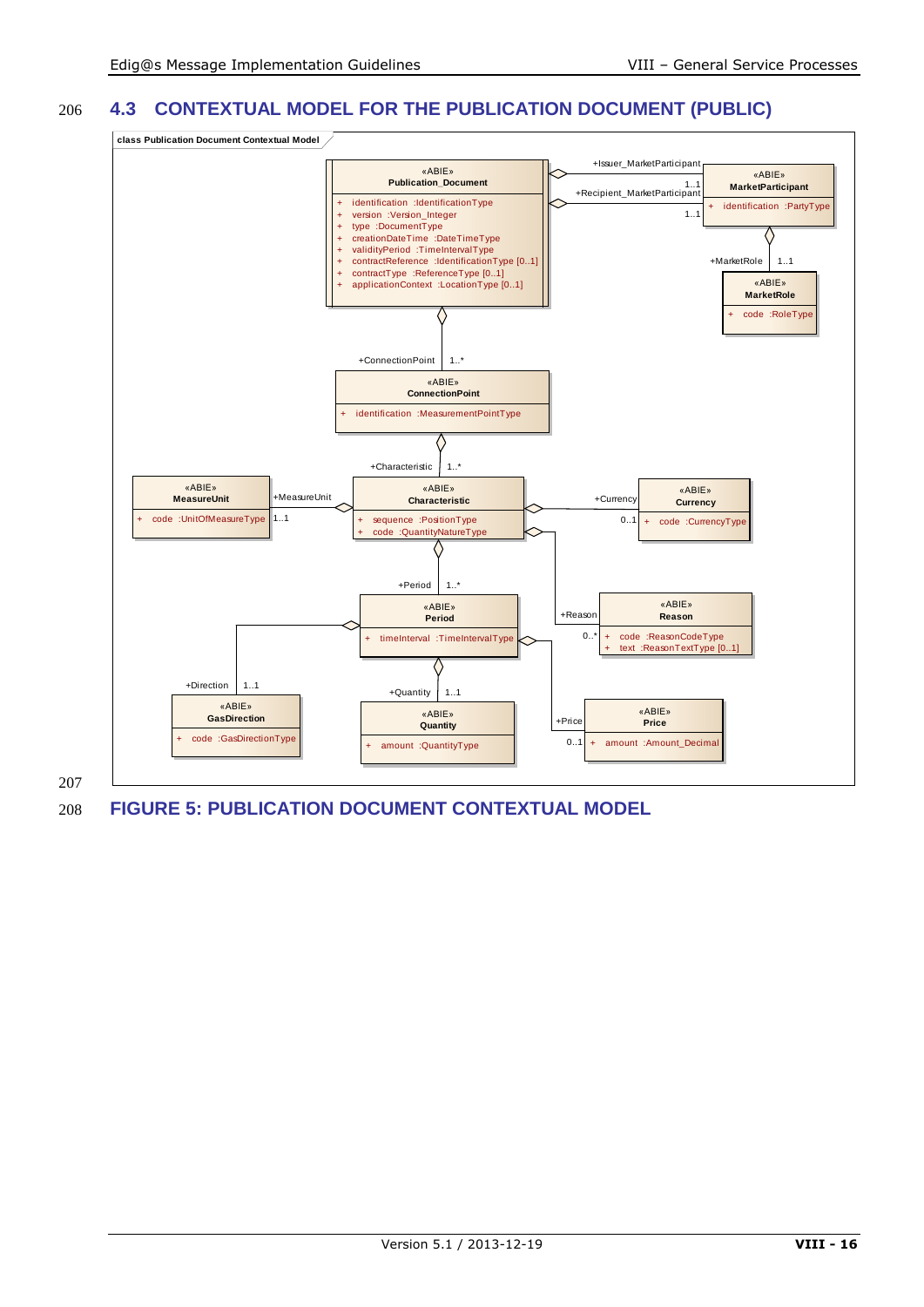## 4.3 CONTEXTUAL MODEL FOR THE PUBLICATION DOCUMENT (PUBLIC)

class Publication Document Contextual Model

**«ABIE» Publication_Document**
- \+ identification :IdentificationType
- \+ version :Version_Integer
- \+ type :DocumentType
- \+ creationDateTime :DateTimeType
- \+ validityPeriod :TimeIntervalType
- \+ contractReference :IdentificationType [0..1]
- \+ contractType :ReferenceType [0..1]
- \+ applicationContext :LocationType [0..1]

**«ABIE» MarketParticipant** (+Issuer_MarketParticipant 1..1; +Recipient_MarketParticipant 1..1)
- \+ identification :PartyType

**«ABIE» MarketRole** (+MarketRole 1..1)
- \+ code :RoleType

**«ABIE» ConnectionPoint** (+ConnectionPoint 1..*)
- \+ identification :MeasurementPointType

**«ABIE» Characteristic** (+Characteristic 1..*)
- \+ sequence :PositionType
- \+ code :QuantityNatureType

**«ABIE» MeasureUnit** (+MeasureUnit 1..1)
- \+ code :UnitOfMeasureType

**«ABIE» Currency** (+Currency 0..1)
- \+ code :CurrencyType

**«ABIE» Reason** (+Reason 0..*)
- \+ code :ReasonCodeType
- \+ text :ReasonTextType [0..1]

**«ABIE» Period** (+Period 1..*)
- \+ timeInterval :TimeIntervalType

**«ABIE» GasDirection** (+Direction 1..1)
- \+ code :GasDirectionType

**«ABIE» Quantity** (+Quantity 1..1)
- \+ amount :QuantityType

**«ABIE» Price** (+Price 0..1)
- \+ amount :Amount_Decimal

## FIGURE 5: PUBLICATION DOCUMENT CONTEXTUAL MODEL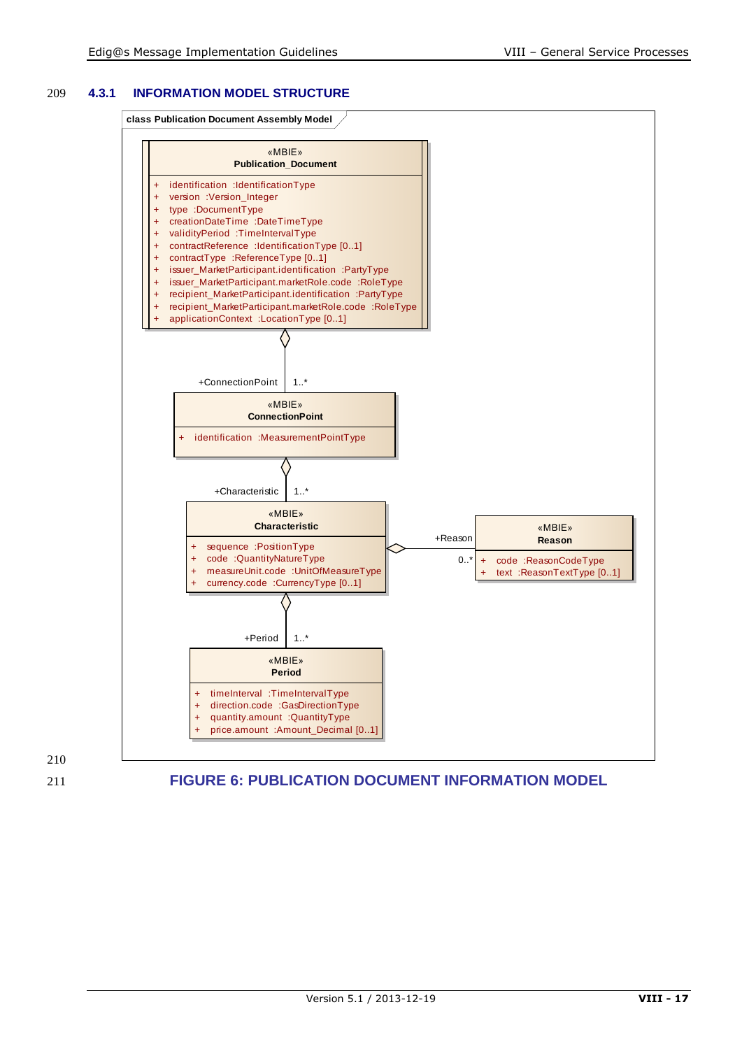### 4.3.1 INFORMATION MODEL STRUCTURE

class Publication Document Assembly Model

«MBIE»
**Publication_Document**

- \+ identification :IdentificationType
- \+ version :Version_Integer
- \+ type :DocumentType
- \+ creationDateTime :DateTimeType
- \+ validityPeriod :TimeIntervalType
- \+ contractReference :IdentificationType [0..1]
- \+ contractType :ReferenceType [0..1]
- \+ issuer_MarketParticipant.identification :PartyType
- \+ issuer_MarketParticipant.marketRole.code :RoleType
- \+ recipient_MarketParticipant.identification :PartyType
- \+ recipient_MarketParticipant.marketRole.code :RoleType
- \+ applicationContext :LocationType [0..1]

+ConnectionPoint 1..*

«MBIE»
**ConnectionPoint**

- \+ identification :MeasurementPointType

+Characteristic 1..*

«MBIE»
**Characteristic**

- \+ sequence :PositionType
- \+ code :QuantityNatureType
- \+ measureUnit.code :UnitOfMeasureType
- \+ currency.code :CurrencyType [0..1]

+Reason 0..*

«MBIE»
**Reason**

- \+ code :ReasonCodeType
- \+ text :ReasonTextType [0..1]

+Period 1..*

«MBIE»
**Period**

- \+ timeInterval :TimeIntervalType
- \+ direction.code :GasDirectionType
- \+ quantity.amount :QuantityType
- \+ price.amount :Amount_Decimal [0..1]

**FIGURE 6: PUBLICATION DOCUMENT INFORMATION MODEL**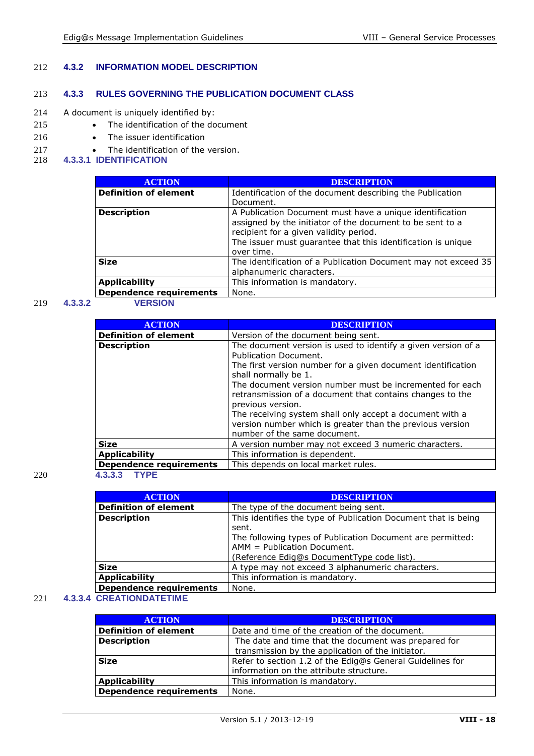### 4.3.2 INFORMATION MODEL DESCRIPTION

### 4.3.3 RULES GOVERNING THE PUBLICATION DOCUMENT CLASS

A document is uniquely identified by:

- The identification of the document
- The issuer identification
- The identification of the version.

#### 4.3.3.1 IDENTIFICATION

| ACTION | DESCRIPTION |
|---|---|
| **Definition of element** | Identification of the document describing the Publication Document. |
| **Description** | A Publication Document must have a unique identification assigned by the initiator of the document to be sent to a recipient for a given validity period.<br>The issuer must guarantee that this identification is unique over time. |
| **Size** | The identification of a Publication Document may not exceed 35 alphanumeric characters. |
| **Applicability** | This information is mandatory. |
| **Dependence requirements** | None. |

#### 4.3.3.2 VERSION

| ACTION | DESCRIPTION |
|---|---|
| **Definition of element** | Version of the document being sent. |
| **Description** | The document version is used to identify a given version of a Publication Document.<br>The first version number for a given document identification shall normally be 1.<br>The document version number must be incremented for each retransmission of a document that contains changes to the previous version.<br>The receiving system shall only accept a document with a version number which is greater than the previous version number of the same document. |
| **Size** | A version number may not exceed 3 numeric characters. |
| **Applicability** | This information is dependent. |
| **Dependence requirements** | This depends on local market rules. |

#### 4.3.3.3 TYPE

| ACTION | DESCRIPTION |
|---|---|
| **Definition of element** | The type of the document being sent. |
| **Description** | This identifies the type of Publication Document that is being sent.<br>The following types of Publication Document are permitted:<br>AMM = Publication Document.<br>(Reference Edig@s DocumentType code list). |
| **Size** | A type may not exceed 3 alphanumeric characters. |
| **Applicability** | This information is mandatory. |
| **Dependence requirements** | None. |

#### 4.3.3.4 CREATIONDATETIME

| ACTION | DESCRIPTION |
|---|---|
| **Definition of element** | Date and time of the creation of the document. |
| **Description** | The date and time that the document was prepared for transmission by the application of the initiator. |
| **Size** | Refer to section 1.2 of the Edig@s General Guidelines for information on the attribute structure. |
| **Applicability** | This information is mandatory. |
| **Dependence requirements** | None. |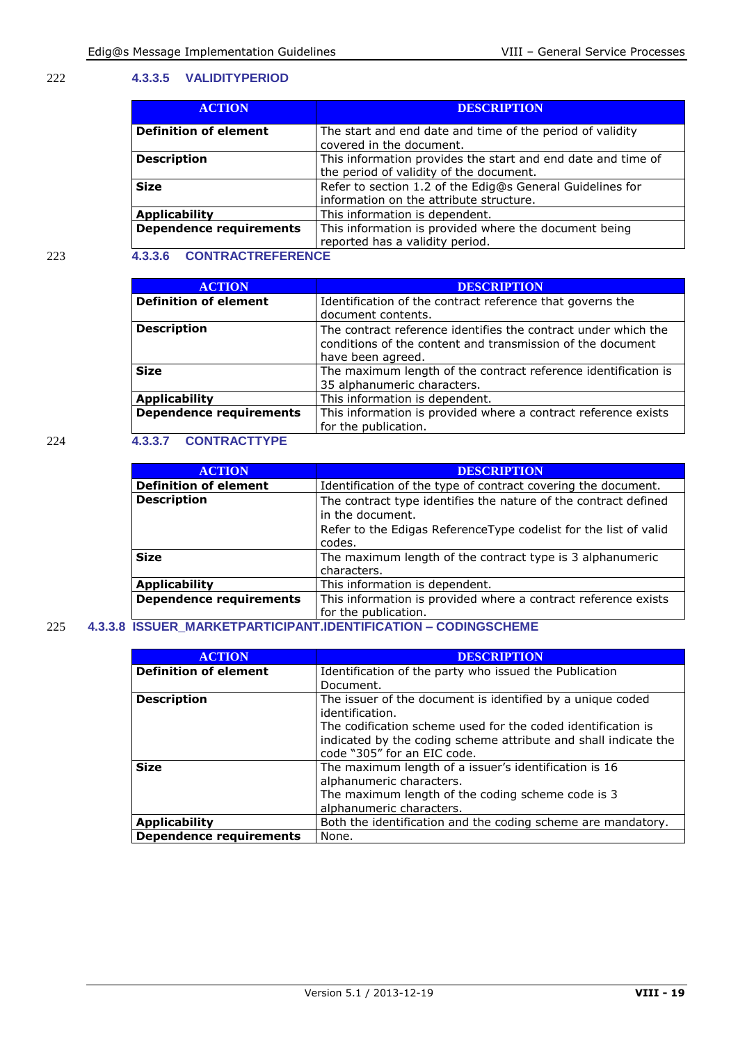#### 4.3.3.5 VALIDITYPERIOD

| ACTION | DESCRIPTION |
|---|---|
| **Definition of element** | The start and end date and time of the period of validity covered in the document. |
| **Description** | This information provides the start and end date and time of the period of validity of the document. |
| **Size** | Refer to section 1.2 of the Edig@s General Guidelines for information on the attribute structure. |
| **Applicability** | This information is dependent. |
| **Dependence requirements** | This information is provided where the document being reported has a validity period. |

#### 4.3.3.6 CONTRACTREFERENCE

| ACTION | DESCRIPTION |
|---|---|
| **Definition of element** | Identification of the contract reference that governs the document contents. |
| **Description** | The contract reference identifies the contract under which the conditions of the content and transmission of the document have been agreed. |
| **Size** | The maximum length of the contract reference identification is 35 alphanumeric characters. |
| **Applicability** | This information is dependent. |
| **Dependence requirements** | This information is provided where a contract reference exists for the publication. |

#### 4.3.3.7 CONTRACTTYPE

| ACTION | DESCRIPTION |
|---|---|
| **Definition of element** | Identification of the type of contract covering the document. |
| **Description** | The contract type identifies the nature of the contract defined in the document.<br>Refer to the Edigas ReferenceType codelist for the list of valid codes. |
| **Size** | The maximum length of the contract type is 3 alphanumeric characters. |
| **Applicability** | This information is dependent. |
| **Dependence requirements** | This information is provided where a contract reference exists for the publication. |

#### 4.3.3.8 ISSUER_MARKETPARTICIPANT.IDENTIFICATION – CODINGSCHEME

| ACTION | DESCRIPTION |
|---|---|
| **Definition of element** | Identification of the party who issued the Publication Document. |
| **Description** | The issuer of the document is identified by a unique coded identification.<br>The codification scheme used for the coded identification is indicated by the coding scheme attribute and shall indicate the code "305" for an EIC code. |
| **Size** | The maximum length of a issuer's identification is 16 alphanumeric characters.<br>The maximum length of the coding scheme code is 3 alphanumeric characters. |
| **Applicability** | Both the identification and the coding scheme are mandatory. |
| **Dependence requirements** | None. |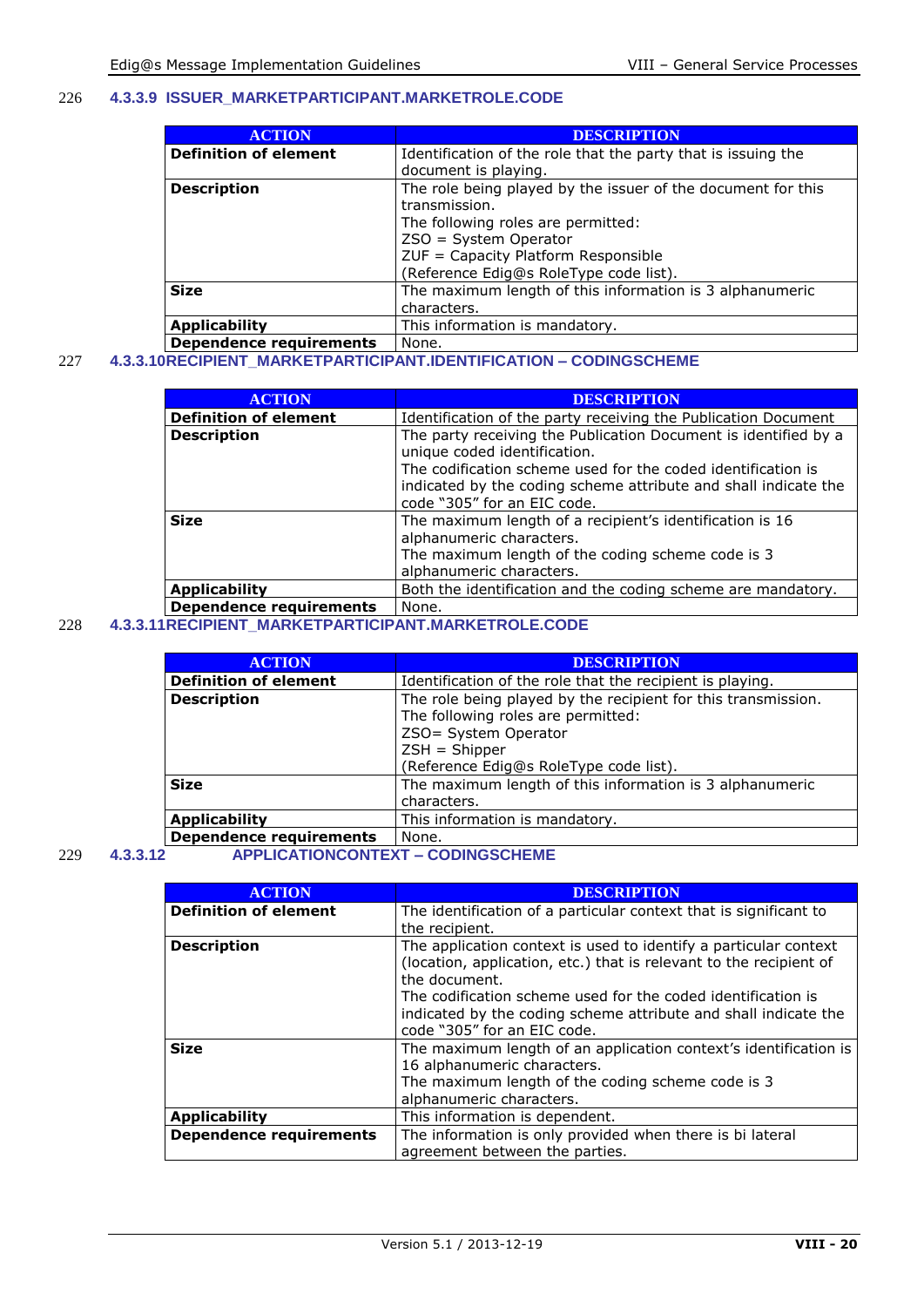#### 4.3.3.9 ISSUER_MARKETPARTICIPANT.MARKETROLE.CODE

| ACTION | DESCRIPTION |
| --- | --- |
| **Definition of element** | Identification of the role that the party that is issuing the document is playing. |
| **Description** | The role being played by the issuer of the document for this transmission.<br>The following roles are permitted:<br>ZSO = System Operator<br>ZUF = Capacity Platform Responsible<br>(Reference Edig@s RoleType code list). |
| **Size** | The maximum length of this information is 3 alphanumeric characters. |
| **Applicability** | This information is mandatory. |
| **Dependence requirements** | None. |

#### 4.3.3.10 RECIPIENT_MARKETPARTICIPANT.IDENTIFICATION – CODINGSCHEME

| ACTION | DESCRIPTION |
| --- | --- |
| **Definition of element** | Identification of the party receiving the Publication Document |
| **Description** | The party receiving the Publication Document is identified by a unique coded identification.<br>The codification scheme used for the coded identification is indicated by the coding scheme attribute and shall indicate the code "305" for an EIC code. |
| **Size** | The maximum length of a recipient's identification is 16 alphanumeric characters.<br>The maximum length of the coding scheme code is 3 alphanumeric characters. |
| **Applicability** | Both the identification and the coding scheme are mandatory. |
| **Dependence requirements** | None. |

#### 4.3.3.11 RECIPIENT_MARKETPARTICIPANT.MARKETROLE.CODE

| ACTION | DESCRIPTION |
| --- | --- |
| **Definition of element** | Identification of the role that the recipient is playing. |
| **Description** | The role being played by the recipient for this transmission.<br>The following roles are permitted:<br>ZSO= System Operator<br>ZSH = Shipper<br>(Reference Edig@s RoleType code list). |
| **Size** | The maximum length of this information is 3 alphanumeric characters. |
| **Applicability** | This information is mandatory. |
| **Dependence requirements** | None. |

#### 4.3.3.12 APPLICATIONCONTEXT – CODINGSCHEME

| ACTION | DESCRIPTION |
| --- | --- |
| **Definition of element** | The identification of a particular context that is significant to the recipient. |
| **Description** | The application context is used to identify a particular context (location, application, etc.) that is relevant to the recipient of the document.<br>The codification scheme used for the coded identification is indicated by the coding scheme attribute and shall indicate the code "305" for an EIC code. |
| **Size** | The maximum length of an application context's identification is 16 alphanumeric characters.<br>The maximum length of the coding scheme code is 3 alphanumeric characters. |
| **Applicability** | This information is dependent. |
| **Dependence requirements** | The information is only provided when there is bi lateral agreement between the parties. |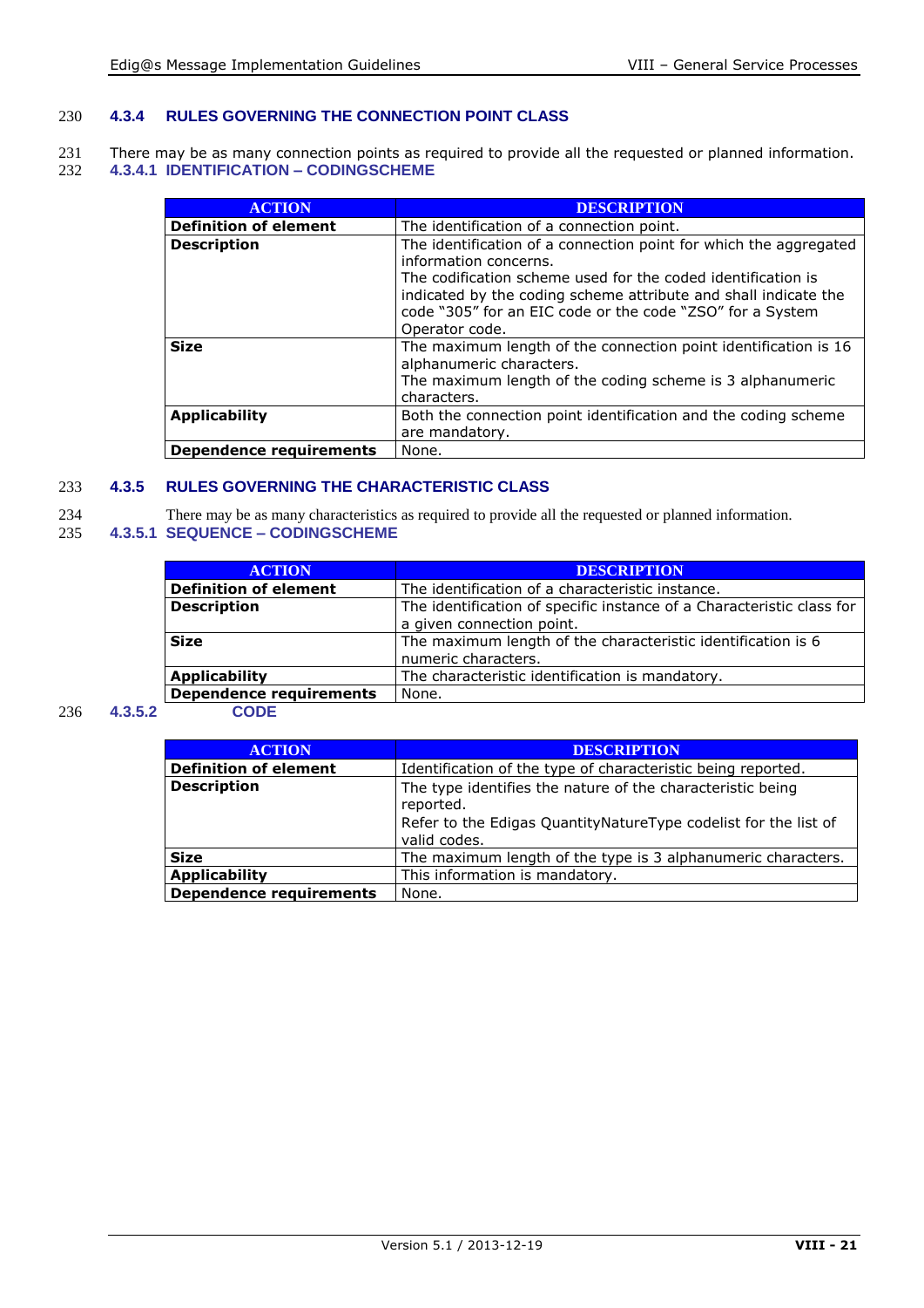### 4.3.4 RULES GOVERNING THE CONNECTION POINT CLASS

There may be as many connection points as required to provide all the requested or planned information.

#### 4.3.4.1 IDENTIFICATION – CODINGSCHEME

| ACTION | DESCRIPTION |
|---|---|
| **Definition of element** | The identification of a connection point. |
| **Description** | The identification of a connection point for which the aggregated information concerns.<br>The codification scheme used for the coded identification is indicated by the coding scheme attribute and shall indicate the code "305" for an EIC code or the code "ZSO" for a System Operator code. |
| **Size** | The maximum length of the connection point identification is 16 alphanumeric characters.<br>The maximum length of the coding scheme is 3 alphanumeric characters. |
| **Applicability** | Both the connection point identification and the coding scheme are mandatory. |
| **Dependence requirements** | None. |

### 4.3.5 RULES GOVERNING THE CHARACTERISTIC CLASS

There may be as many characteristics as required to provide all the requested or planned information.

#### 4.3.5.1 SEQUENCE – CODINGSCHEME

| ACTION | DESCRIPTION |
|---|---|
| **Definition of element** | The identification of a characteristic instance. |
| **Description** | The identification of specific instance of a Characteristic class for a given connection point. |
| **Size** | The maximum length of the characteristic identification is 6 numeric characters. |
| **Applicability** | The characteristic identification is mandatory. |
| **Dependence requirements** | None. |

#### 4.3.5.2 CODE

| ACTION | DESCRIPTION |
|---|---|
| **Definition of element** | Identification of the type of characteristic being reported. |
| **Description** | The type identifies the nature of the characteristic being reported.<br>Refer to the Edigas QuantityNatureType codelist for the list of valid codes. |
| **Size** | The maximum length of the type is 3 alphanumeric characters. |
| **Applicability** | This information is mandatory. |
| **Dependence requirements** | None. |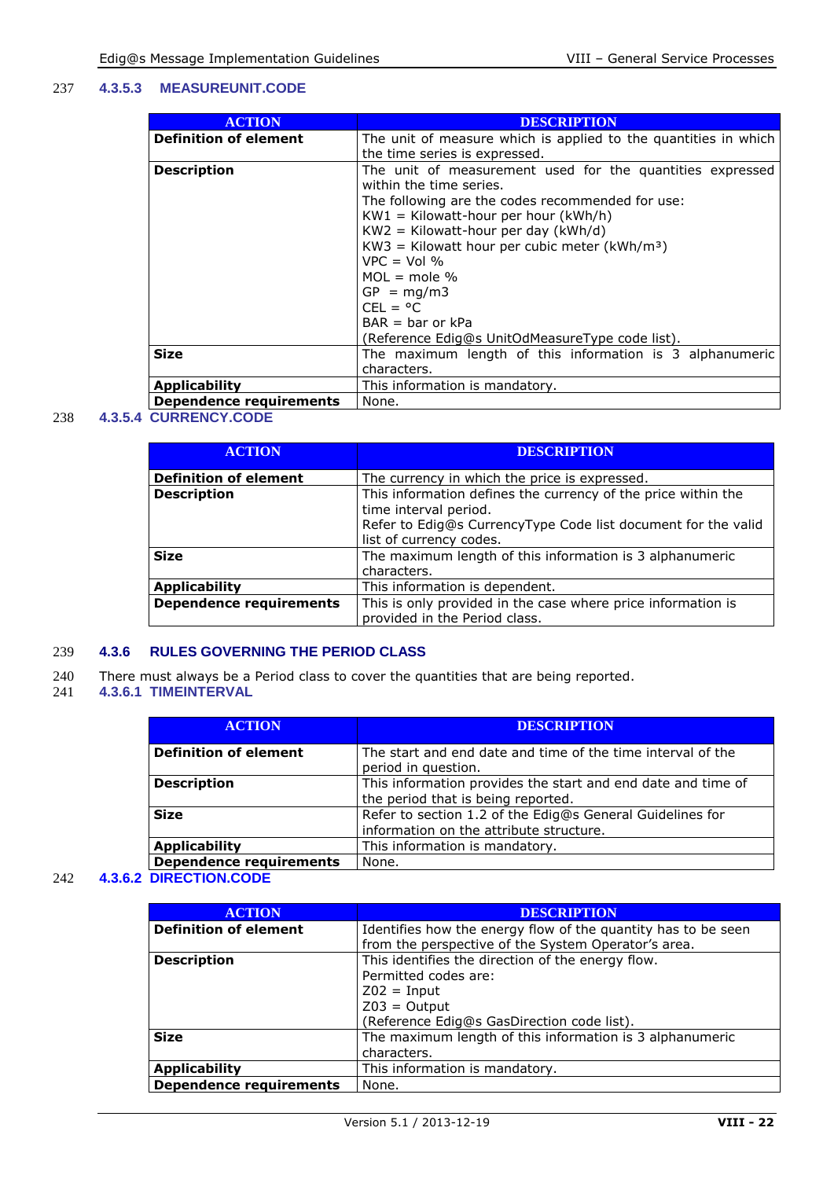#### 4.3.5.3 MEASUREUNIT.CODE

| ACTION | DESCRIPTION |
|---|---|
| **Definition of element** | The unit of measure which is applied to the quantities in which the time series is expressed. |
| **Description** | The unit of measurement used for the quantities expressed within the time series.<br>The following are the codes recommended for use:<br>KW1 = Kilowatt-hour per hour (kWh/h)<br>KW2 = Kilowatt-hour per day (kWh/d)<br>KW3 = Kilowatt hour per cubic meter (kWh/m³)<br>VPC = Vol %<br>MOL = mole %<br>GP = mg/m3<br>CEL = °C<br>BAR = bar or kPa<br>(Reference Edig@s UnitOdMeasureType code list). |
| **Size** | The maximum length of this information is 3 alphanumeric characters. |
| **Applicability** | This information is mandatory. |
| **Dependence requirements** | None. |

#### 4.3.5.4 CURRENCY.CODE

| ACTION | DESCRIPTION |
|---|---|
| **Definition of element** | The currency in which the price is expressed. |
| **Description** | This information defines the currency of the price within the time interval period.<br>Refer to Edig@s CurrencyType Code list document for the valid list of currency codes. |
| **Size** | The maximum length of this information is 3 alphanumeric characters. |
| **Applicability** | This information is dependent. |
| **Dependence requirements** | This is only provided in the case where price information is provided in the Period class. |

### 4.3.6 RULES GOVERNING THE PERIOD CLASS

There must always be a Period class to cover the quantities that are being reported.

#### 4.3.6.1 TIMEINTERVAL

| ACTION | DESCRIPTION |
|---|---|
| **Definition of element** | The start and end date and time of the time interval of the period in question. |
| **Description** | This information provides the start and end date and time of the period that is being reported. |
| **Size** | Refer to section 1.2 of the Edig@s General Guidelines for information on the attribute structure. |
| **Applicability** | This information is mandatory. |
| **Dependence requirements** | None. |

#### 4.3.6.2 DIRECTION.CODE

| ACTION | DESCRIPTION |
|---|---|
| **Definition of element** | Identifies how the energy flow of the quantity has to be seen from the perspective of the System Operator's area. |
| **Description** | This identifies the direction of the energy flow.<br>Permitted codes are:<br>Z02 = Input<br>Z03 = Output<br>(Reference Edig@s GasDirection code list). |
| **Size** | The maximum length of this information is 3 alphanumeric characters. |
| **Applicability** | This information is mandatory. |
| **Dependence requirements** | None. |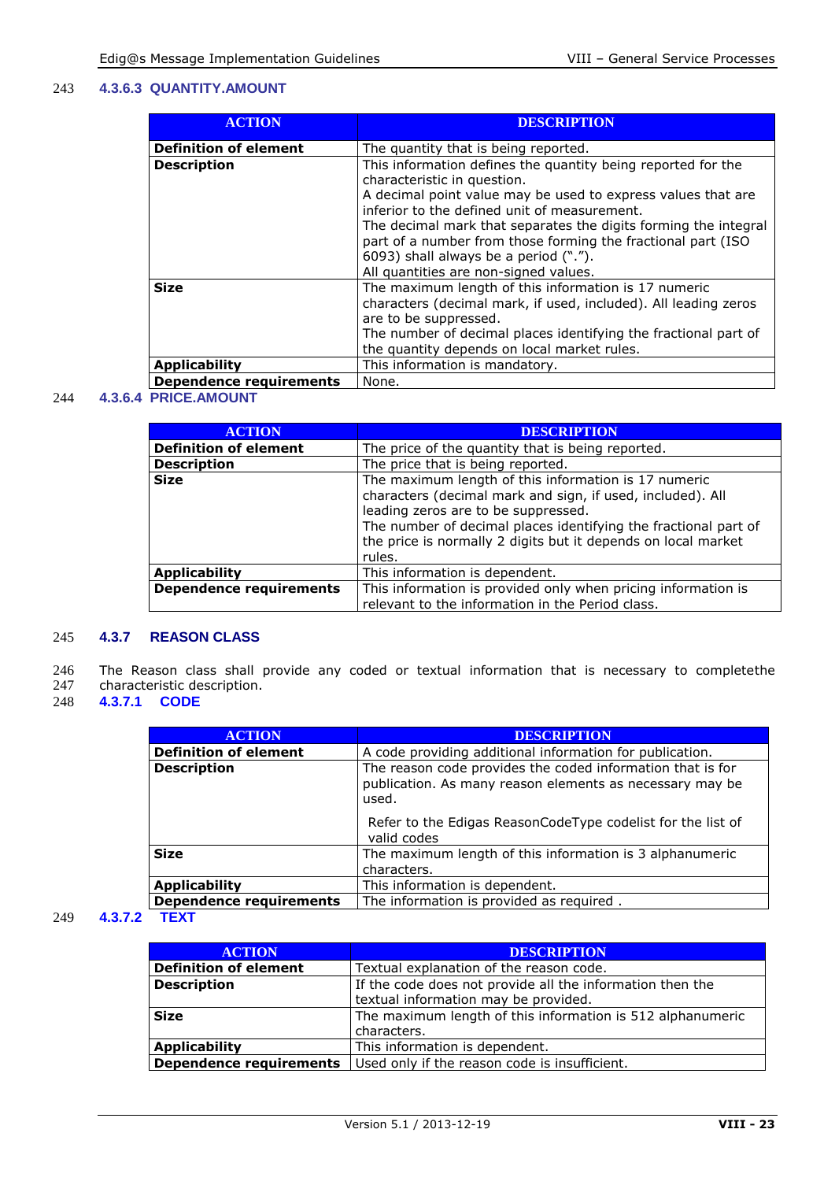#### 4.3.6.3 QUANTITY.AMOUNT

| ACTION | DESCRIPTION |
|---|---|
| **Definition of element** | The quantity that is being reported. |
| **Description** | This information defines the quantity being reported for the characteristic in question. A decimal point value may be used to express values that are inferior to the defined unit of measurement. The decimal mark that separates the digits forming the integral part of a number from those forming the fractional part (ISO 6093) shall always be a period (“.”). All quantities are non-signed values. |
| **Size** | The maximum length of this information is 17 numeric characters (decimal mark, if used, included). All leading zeros are to be suppressed. The number of decimal places identifying the fractional part of the quantity depends on local market rules. |
| **Applicability** | This information is mandatory. |
| **Dependence requirements** | None. |

#### 4.3.6.4 PRICE.AMOUNT

| ACTION | DESCRIPTION |
|---|---|
| **Definition of element** | The price of the quantity that is being reported. |
| **Description** | The price that is being reported. |
| **Size** | The maximum length of this information is 17 numeric characters (decimal mark and sign, if used, included). All leading zeros are to be suppressed. The number of decimal places identifying the fractional part of the price is normally 2 digits but it depends on local market rules. |
| **Applicability** | This information is dependent. |
| **Dependence requirements** | This information is provided only when pricing information is relevant to the information in the Period class. |

### 4.3.7 REASON CLASS

The Reason class shall provide any coded or textual information that is necessary to completethe characteristic description.

#### 4.3.7.1 CODE

| ACTION | DESCRIPTION |
|---|---|
| **Definition of element** | A code providing additional information for publication. |
| **Description** | The reason code provides the coded information that is for publication. As many reason elements as necessary may be used. <br><br> Refer to the Edigas ReasonCodeType codelist for the list of valid codes |
| **Size** | The maximum length of this information is 3 alphanumeric characters. |
| **Applicability** | This information is dependent. |
| **Dependence requirements** | The information is provided as required . |

#### 4.3.7.2 TEXT

| ACTION | DESCRIPTION |
|---|---|
| **Definition of element** | Textual explanation of the reason code. |
| **Description** | If the code does not provide all the information then the textual information may be provided. |
| **Size** | The maximum length of this information is 512 alphanumeric characters. |
| **Applicability** | This information is dependent. |
| **Dependence requirements** | Used only if the reason code is insufficient. |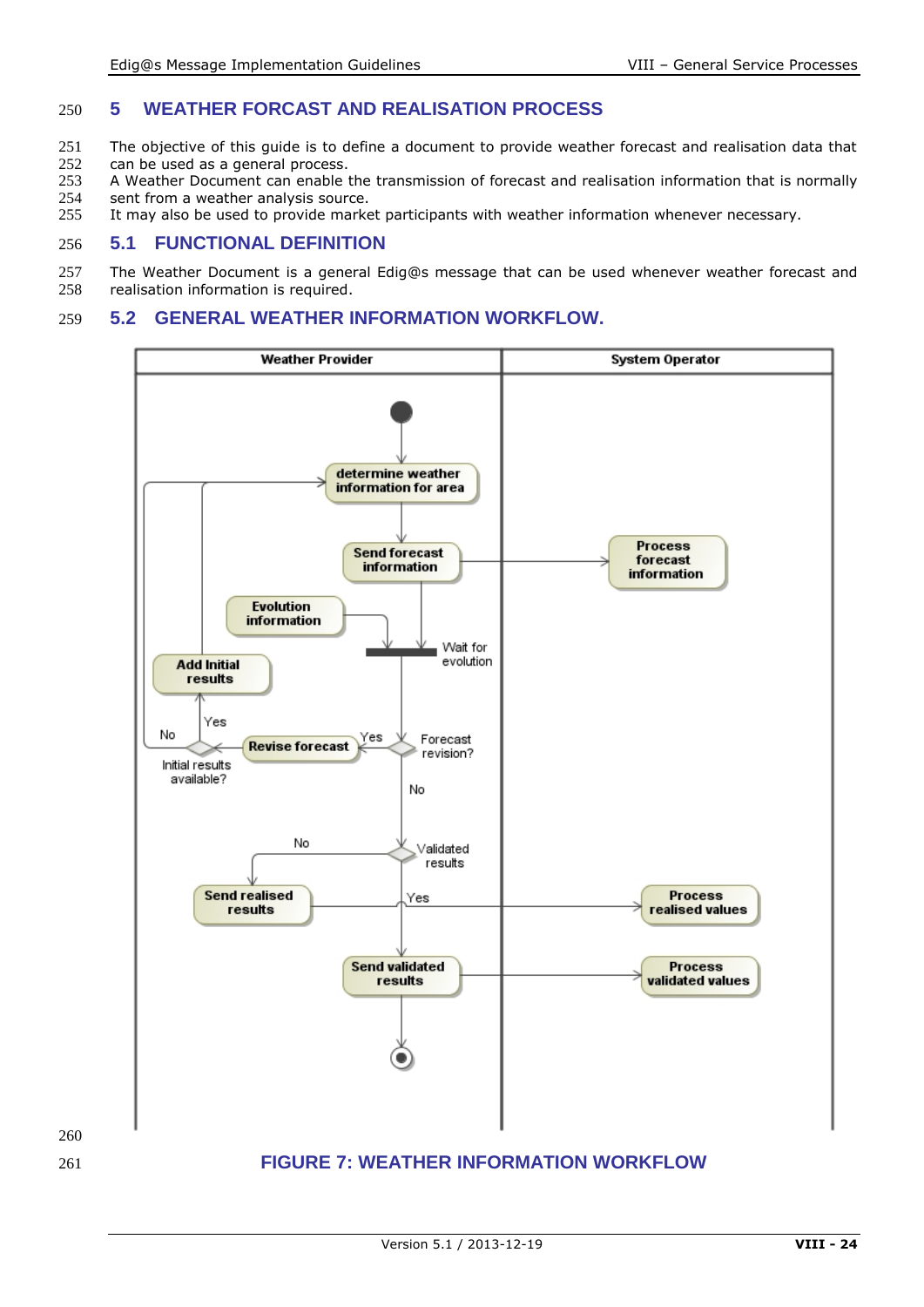# 5 WEATHER FORCAST AND REALISATION PROCESS

The objective of this guide is to define a document to provide weather forecast and realisation data that can be used as a general process.
A Weather Document can enable the transmission of forecast and realisation information that is normally sent from a weather analysis source.
It may also be used to provide market participants with weather information whenever necessary.

## 5.1 FUNCTIONAL DEFINITION

The Weather Document is a general Edig@s message that can be used whenever weather forecast and realisation information is required.

## 5.2 GENERAL WEATHER INFORMATION WORKFLOW.

FIGURE 7: WEATHER INFORMATION WORKFLOW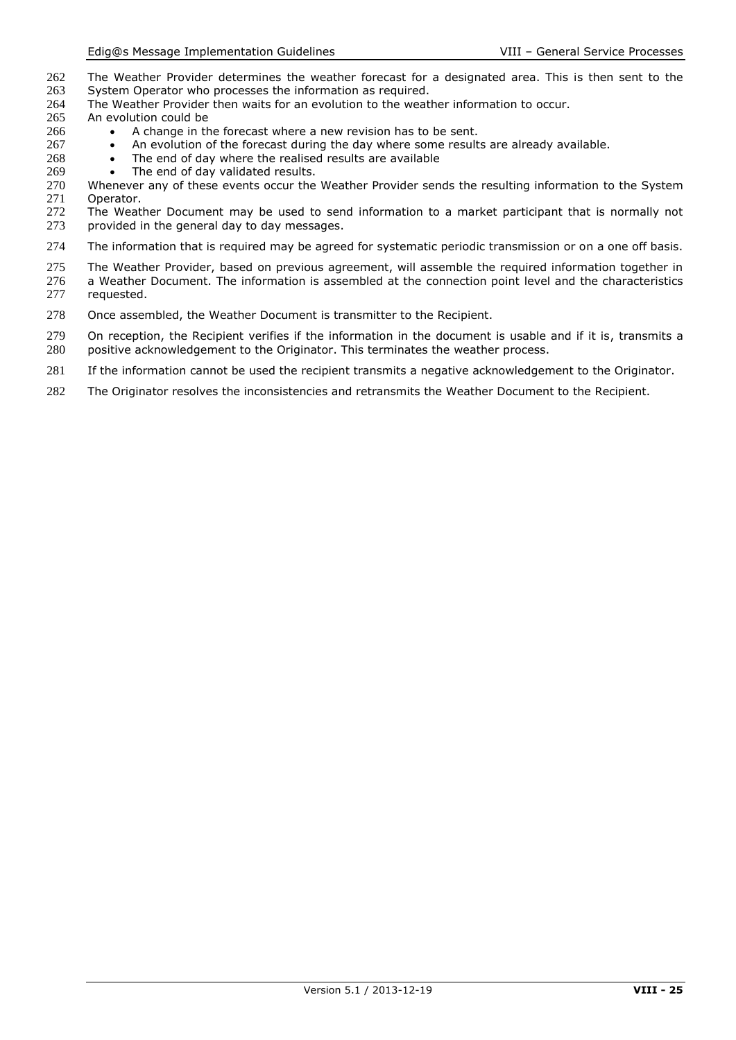The Weather Provider determines the weather forecast for a designated area. This is then sent to the System Operator who processes the information as required.
The Weather Provider then waits for an evolution to the weather information to occur.
An evolution could be

- A change in the forecast where a new revision has to be sent.
- An evolution of the forecast during the day where some results are already available.
- The end of day where the realised results are available
- The end of day validated results.

Whenever any of these events occur the Weather Provider sends the resulting information to the System Operator.
The Weather Document may be used to send information to a market participant that is normally not provided in the general day to day messages.

The information that is required may be agreed for systematic periodic transmission or on a one off basis.

The Weather Provider, based on previous agreement, will assemble the required information together in a Weather Document. The information is assembled at the connection point level and the characteristics requested.

Once assembled, the Weather Document is transmitter to the Recipient.

On reception, the Recipient verifies if the information in the document is usable and if it is, transmits a positive acknowledgement to the Originator. This terminates the weather process.

If the information cannot be used the recipient transmits a negative acknowledgement to the Originator.

The Originator resolves the inconsistencies and retransmits the Weather Document to the Recipient.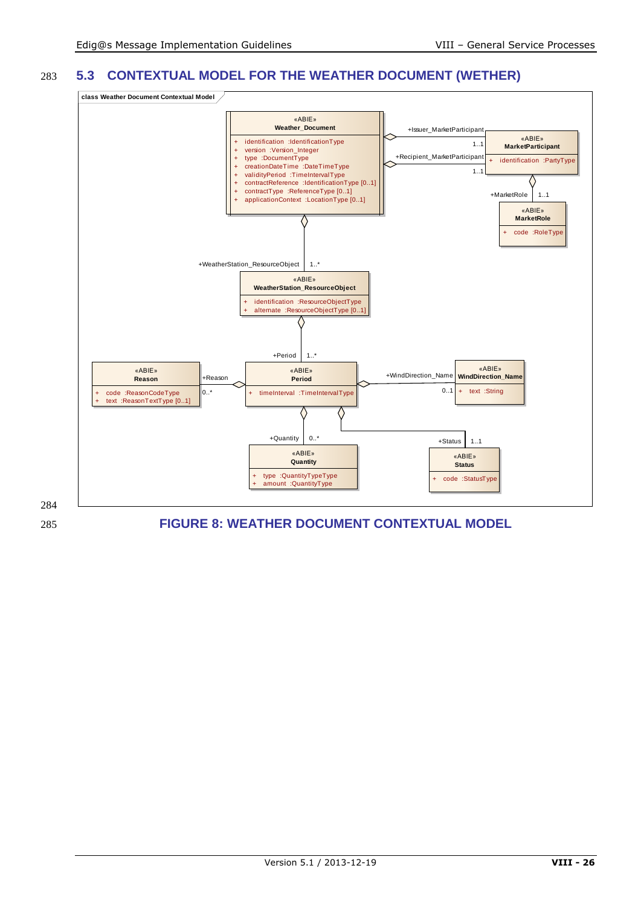## 5.3 CONTEXTUAL MODEL FOR THE WEATHER DOCUMENT (WETHER)

class Weather Document Contextual Model

«ABIE» **Weather_Document**
+ identification :IdentificationType
+ version :Version_Integer
+ type :DocumentType
+ creationDateTime :DateTimeType
+ validityPeriod :TimeIntervalType
+ contractReference :IdentificationType [0..1]
+ contractType :ReferenceType [0..1]
+ applicationContext :LocationType [0..1]

+Issuer_MarketParticipant 1..1
+Recipient_MarketParticipant 1..1

«ABIE» **MarketParticipant**
+ identification :PartyType

+MarketRole 1..1

«ABIE» **MarketRole**
+ code :RoleType

+WeatherStation_ResourceObject 1..*

«ABIE» **WeatherStation_ResourceObject**
+ identification :ResourceObjectType
+ alternate :ResourceObjectType [0..1]

+Period 1..*

«ABIE» **Reason**
+ code :ReasonCodeType
+ text :ReasonTextType [0..1]

+Reason 0..*

«ABIE» **Period**
+ timeInterval :TimeIntervalType

+WindDirection_Name 0..1

«ABIE» **WindDirection_Name**
+ text :String

+Quantity 0..*

«ABIE» **Quantity**
+ type :QuantityTypeType
+ amount :QuantityType

+Status 1..1

«ABIE» **Status**
+ code :StatusType

FIGURE 8: WEATHER DOCUMENT CONTEXTUAL MODEL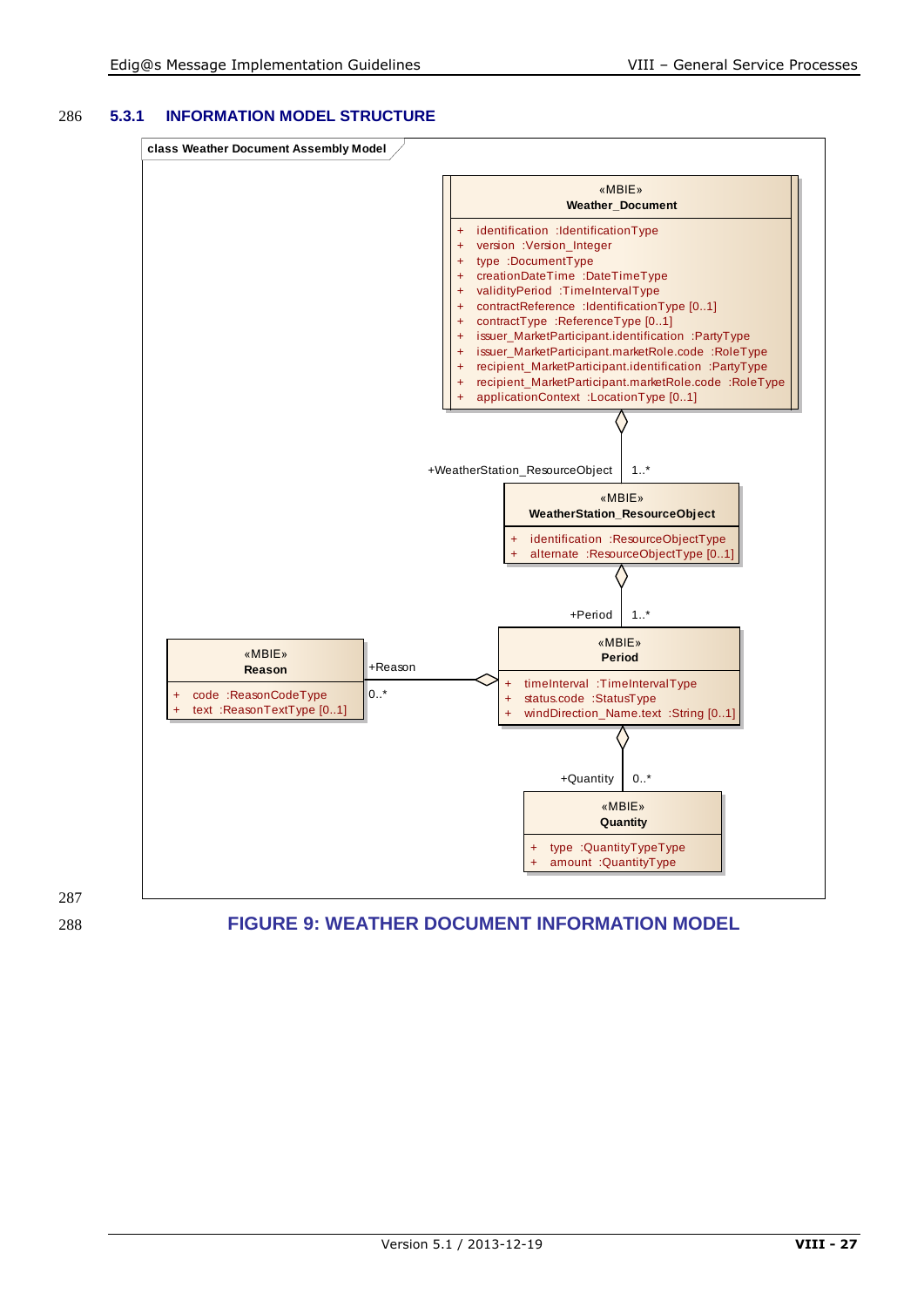### 5.3.1 INFORMATION MODEL STRUCTURE

class Weather Document Assembly Model

«MBIE»
**Weather_Document**

- + identification :IdentificationType
- + version :Version_Integer
- + type :DocumentType
- + creationDateTime :DateTimeType
- + validityPeriod :TimeIntervalType
- + contractReference :IdentificationType [0..1]
- + contractType :ReferenceType [0..1]
- + issuer_MarketParticipant.identification :PartyType
- + issuer_MarketParticipant.marketRole.code :RoleType
- + recipient_MarketParticipant.identification :PartyType
- + recipient_MarketParticipant.marketRole.code :RoleType
- + applicationContext :LocationType [0..1]

+WeatherStation_ResourceObject 1..*

«MBIE»
**WeatherStation_ResourceObject**

- + identification :ResourceObjectType
- + alternate :ResourceObjectType [0..1]

+Period 1..*

«MBIE»
**Period**

- + timeInterval :TimeIntervalType
- + status.code :StatusType
- + windDirection_Name.text :String [0..1]

+Reason 0..*

«MBIE»
**Reason**

- + code :ReasonCodeType
- + text :ReasonTextType [0..1]

+Quantity 0..*

«MBIE»
**Quantity**

- + type :QuantityTypeType
- + amount :QuantityType

FIGURE 9: WEATHER DOCUMENT INFORMATION MODEL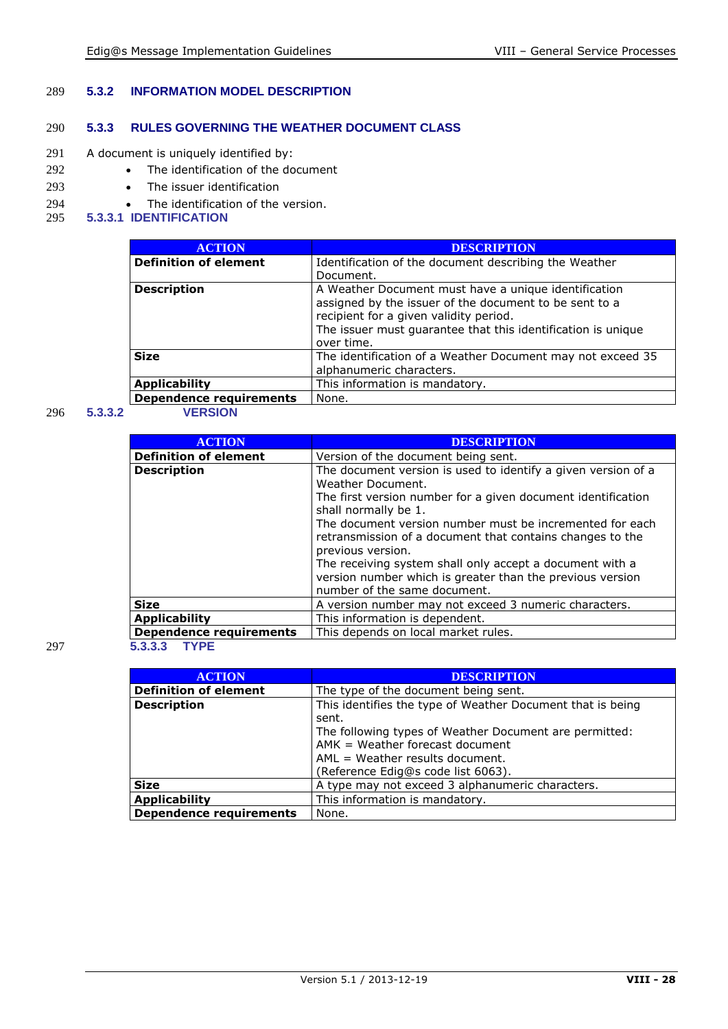### 5.3.2 INFORMATION MODEL DESCRIPTION

### 5.3.3 RULES GOVERNING THE WEATHER DOCUMENT CLASS

A document is uniquely identified by:

- The identification of the document
- The issuer identification
- The identification of the version.

#### 5.3.3.1 IDENTIFICATION

| ACTION | DESCRIPTION |
|---|---|
| **Definition of element** | Identification of the document describing the Weather Document. |
| **Description** | A Weather Document must have a unique identification assigned by the issuer of the document to be sent to a recipient for a given validity period.<br>The issuer must guarantee that this identification is unique over time. |
| **Size** | The identification of a Weather Document may not exceed 35 alphanumeric characters. |
| **Applicability** | This information is mandatory. |
| **Dependence requirements** | None. |

#### 5.3.3.2 VERSION

| ACTION | DESCRIPTION |
|---|---|
| **Definition of element** | Version of the document being sent. |
| **Description** | The document version is used to identify a given version of a Weather Document.<br>The first version number for a given document identification shall normally be 1.<br>The document version number must be incremented for each retransmission of a document that contains changes to the previous version.<br>The receiving system shall only accept a document with a version number which is greater than the previous version number of the same document. |
| **Size** | A version number may not exceed 3 numeric characters. |
| **Applicability** | This information is dependent. |
| **Dependence requirements** | This depends on local market rules. |

#### 5.3.3.3 TYPE

| ACTION | DESCRIPTION |
|---|---|
| **Definition of element** | The type of the document being sent. |
| **Description** | This identifies the type of Weather Document that is being sent.<br>The following types of Weather Document are permitted:<br>AMK = Weather forecast document<br>AML = Weather results document.<br>(Reference Edig@s code list 6063). |
| **Size** | A type may not exceed 3 alphanumeric characters. |
| **Applicability** | This information is mandatory. |
| **Dependence requirements** | None. |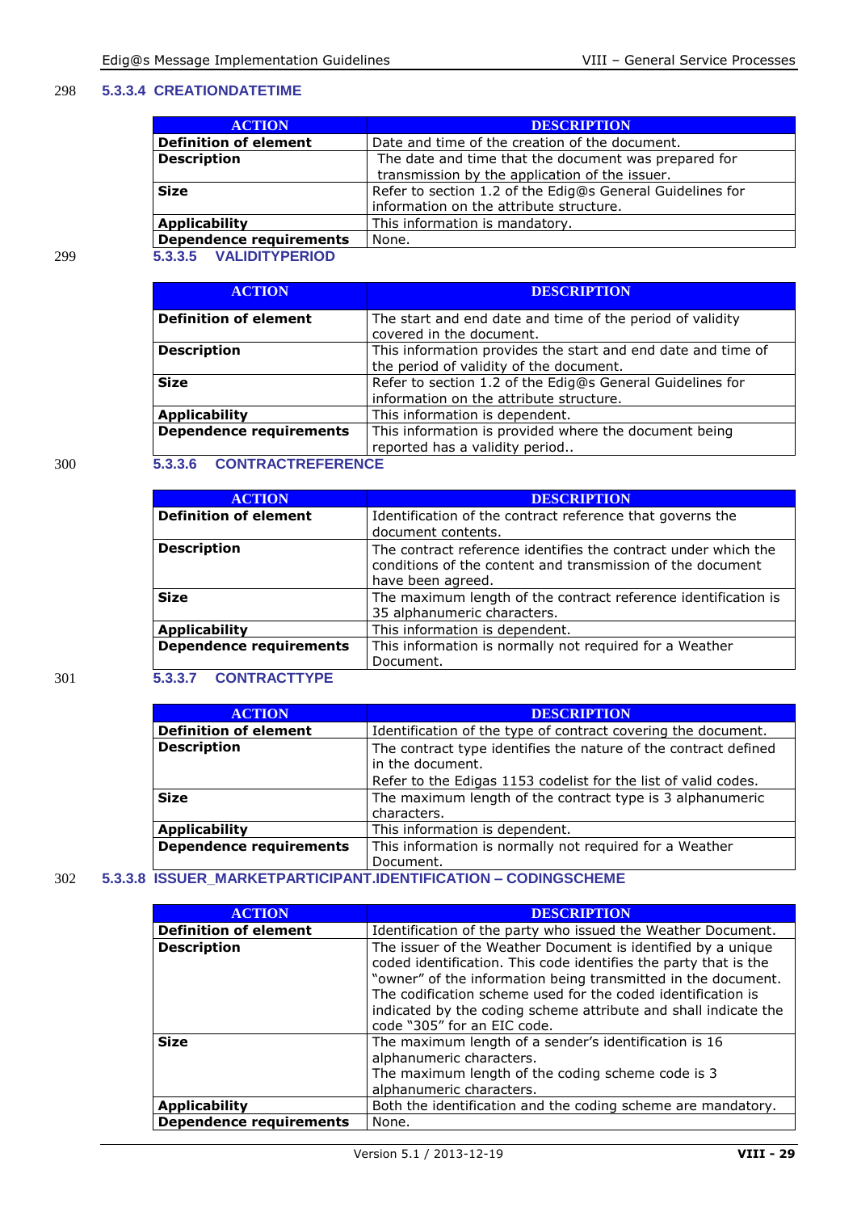#### 5.3.3.4 CREATIONDATETIME

| ACTION | DESCRIPTION |
|---|---|
| **Definition of element** | Date and time of the creation of the document. |
| **Description** | The date and time that the document was prepared for transmission by the application of the issuer. |
| **Size** | Refer to section 1.2 of the Edig@s General Guidelines for information on the attribute structure. |
| **Applicability** | This information is mandatory. |
| **Dependence requirements** | None. |

#### 5.3.3.5 VALIDITYPERIOD

| ACTION | DESCRIPTION |
|---|---|
| **Definition of element** | The start and end date and time of the period of validity covered in the document. |
| **Description** | This information provides the start and end date and time of the period of validity of the document. |
| **Size** | Refer to section 1.2 of the Edig@s General Guidelines for information on the attribute structure. |
| **Applicability** | This information is dependent. |
| **Dependence requirements** | This information is provided where the document being reported has a validity period.. |

#### 5.3.3.6 CONTRACTREFERENCE

| ACTION | DESCRIPTION |
|---|---|
| **Definition of element** | Identification of the contract reference that governs the document contents. |
| **Description** | The contract reference identifies the contract under which the conditions of the content and transmission of the document have been agreed. |
| **Size** | The maximum length of the contract reference identification is 35 alphanumeric characters. |
| **Applicability** | This information is dependent. |
| **Dependence requirements** | This information is normally not required for a Weather Document. |

#### 5.3.3.7 CONTRACTTYPE

| ACTION | DESCRIPTION |
|---|---|
| **Definition of element** | Identification of the type of contract covering the document. |
| **Description** | The contract type identifies the nature of the contract defined in the document.<br>Refer to the Edigas 1153 codelist for the list of valid codes. |
| **Size** | The maximum length of the contract type is 3 alphanumeric characters. |
| **Applicability** | This information is dependent. |
| **Dependence requirements** | This information is normally not required for a Weather Document. |

#### 5.3.3.8 ISSUER_MARKETPARTICIPANT.IDENTIFICATION – CODINGSCHEME

| ACTION | DESCRIPTION |
|---|---|
| **Definition of element** | Identification of the party who issued the Weather Document. |
| **Description** | The issuer of the Weather Document is identified by a unique coded identification. This code identifies the party that is the "owner" of the information being transmitted in the document. The codification scheme used for the coded identification is indicated by the coding scheme attribute and shall indicate the code "305" for an EIC code. |
| **Size** | The maximum length of a sender's identification is 16 alphanumeric characters.<br>The maximum length of the coding scheme code is 3 alphanumeric characters. |
| **Applicability** | Both the identification and the coding scheme are mandatory. |
| **Dependence requirements** | None. |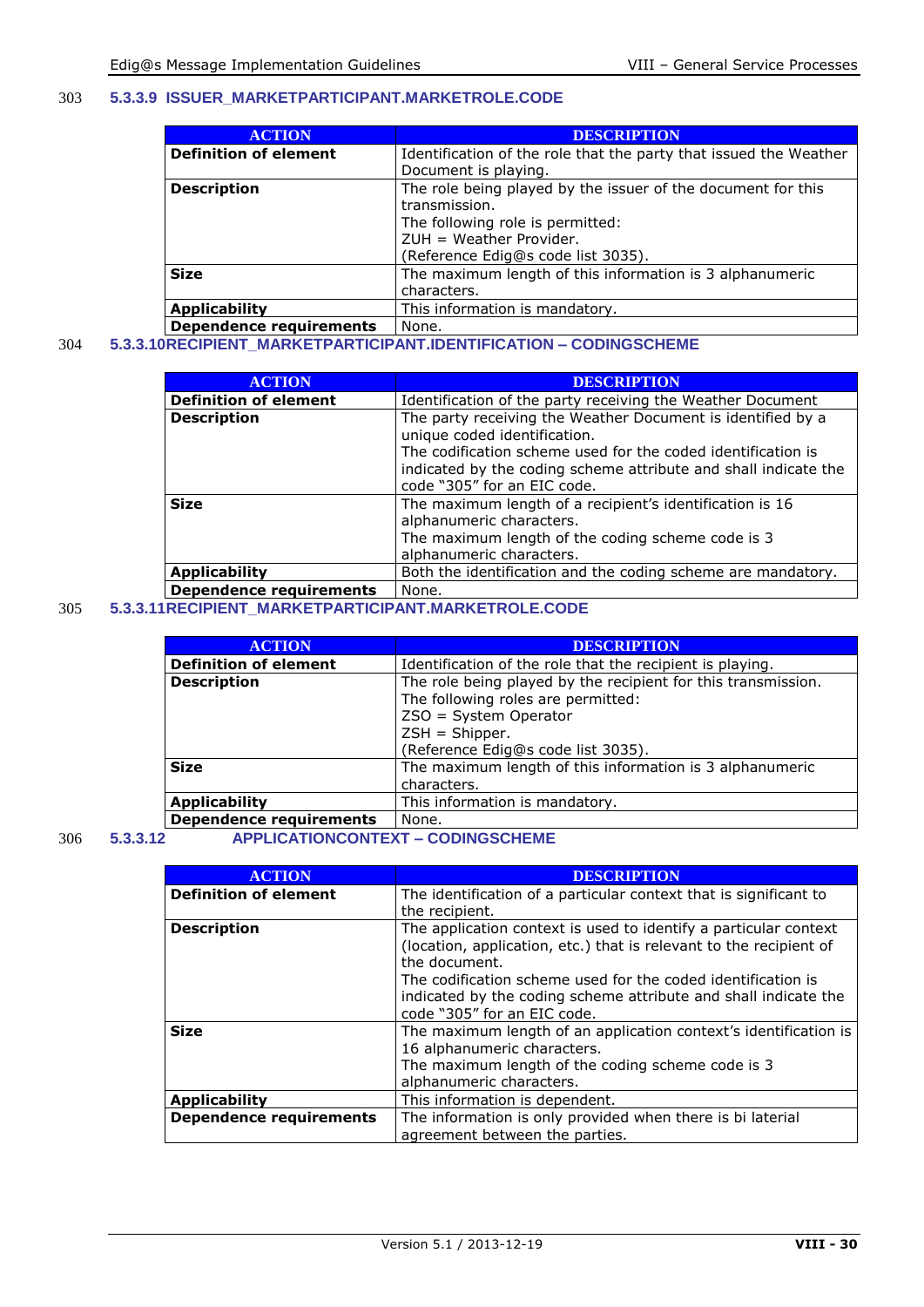#### 5.3.3.9 ISSUER_MARKETPARTICIPANT.MARKETROLE.CODE

| ACTION | DESCRIPTION |
|---|---|
| **Definition of element** | Identification of the role that the party that issued the Weather Document is playing. |
| **Description** | The role being played by the issuer of the document for this transmission.<br>The following role is permitted:<br>ZUH = Weather Provider.<br>(Reference Edig@s code list 3035). |
| **Size** | The maximum length of this information is 3 alphanumeric characters. |
| **Applicability** | This information is mandatory. |
| **Dependence requirements** | None. |

#### 5.3.3.10 RECIPIENT_MARKETPARTICIPANT.IDENTIFICATION – CODINGSCHEME

| ACTION | DESCRIPTION |
|---|---|
| **Definition of element** | Identification of the party receiving the Weather Document |
| **Description** | The party receiving the Weather Document is identified by a unique coded identification.<br>The codification scheme used for the coded identification is indicated by the coding scheme attribute and shall indicate the code "305" for an EIC code. |
| **Size** | The maximum length of a recipient's identification is 16 alphanumeric characters.<br>The maximum length of the coding scheme code is 3 alphanumeric characters. |
| **Applicability** | Both the identification and the coding scheme are mandatory. |
| **Dependence requirements** | None. |

#### 5.3.3.11 RECIPIENT_MARKETPARTICIPANT.MARKETROLE.CODE

| ACTION | DESCRIPTION |
|---|---|
| **Definition of element** | Identification of the role that the recipient is playing. |
| **Description** | The role being played by the recipient for this transmission.<br>The following roles are permitted:<br>ZSO = System Operator<br>ZSH = Shipper.<br>(Reference Edig@s code list 3035). |
| **Size** | The maximum length of this information is 3 alphanumeric characters. |
| **Applicability** | This information is mandatory. |
| **Dependence requirements** | None. |

#### 5.3.3.12 APPLICATIONCONTEXT – CODINGSCHEME

| ACTION | DESCRIPTION |
|---|---|
| **Definition of element** | The identification of a particular context that is significant to the recipient. |
| **Description** | The application context is used to identify a particular context (location, application, etc.) that is relevant to the recipient of the document.<br>The codification scheme used for the coded identification is indicated by the coding scheme attribute and shall indicate the code "305" for an EIC code. |
| **Size** | The maximum length of an application context's identification is 16 alphanumeric characters.<br>The maximum length of the coding scheme code is 3 alphanumeric characters. |
| **Applicability** | This information is dependent. |
| **Dependence requirements** | The information is only provided when there is bi lateral agreement between the parties. |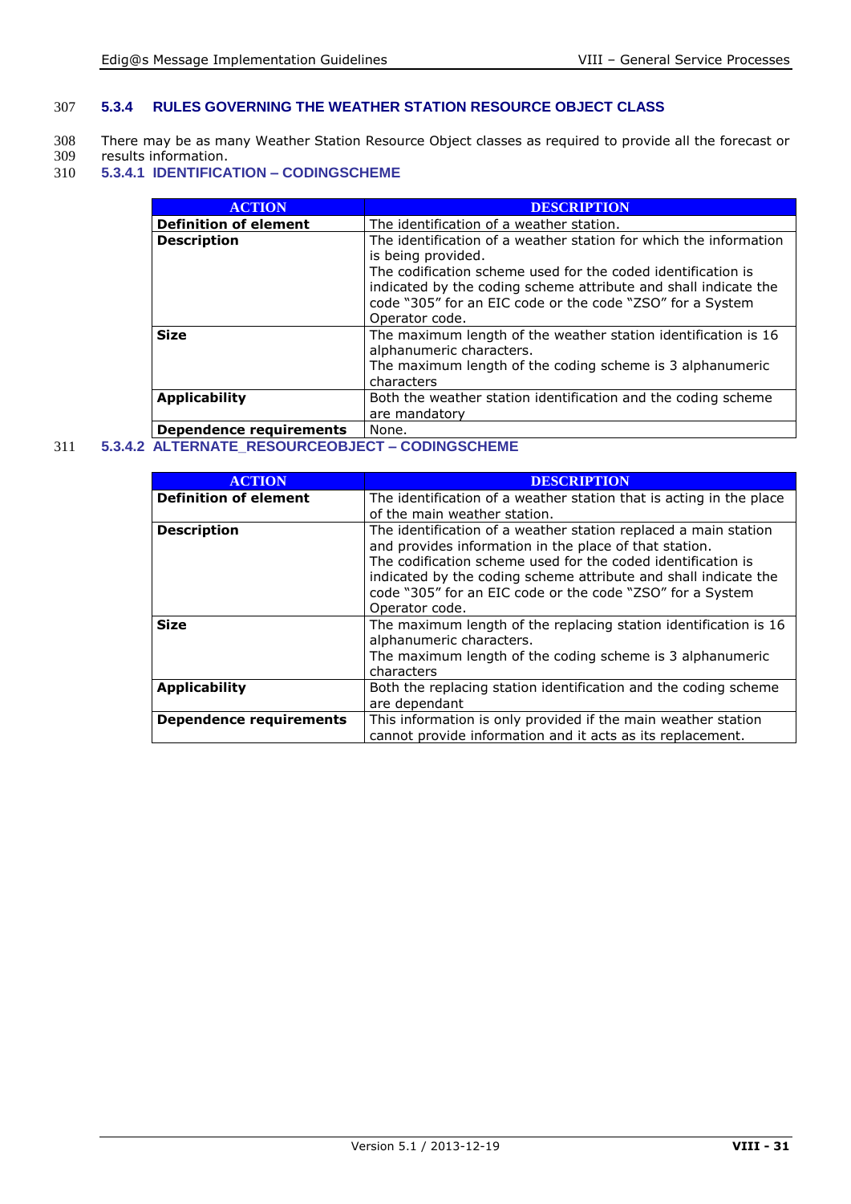### 5.3.4 RULES GOVERNING THE WEATHER STATION RESOURCE OBJECT CLASS

There may be as many Weather Station Resource Object classes as required to provide all the forecast or results information.

#### 5.3.4.1 IDENTIFICATION – CODINGSCHEME

| ACTION | DESCRIPTION |
|---|---|
| **Definition of element** | The identification of a weather station. |
| **Description** | The identification of a weather station for which the information is being provided.<br>The codification scheme used for the coded identification is indicated by the coding scheme attribute and shall indicate the code “305” for an EIC code or the code “ZSO” for a System Operator code. |
| **Size** | The maximum length of the weather station identification is 16 alphanumeric characters.<br>The maximum length of the coding scheme is 3 alphanumeric characters |
| **Applicability** | Both the weather station identification and the coding scheme are mandatory |
| **Dependence requirements** | None. |

#### 5.3.4.2 ALTERNATE_RESOURCEOBJECT – CODINGSCHEME

| ACTION | DESCRIPTION |
|---|---|
| **Definition of element** | The identification of a weather station that is acting in the place of the main weather station. |
| **Description** | The identification of a weather station replaced a main station and provides information in the place of that station.<br>The codification scheme used for the coded identification is indicated by the coding scheme attribute and shall indicate the code “305” for an EIC code or the code “ZSO” for a System Operator code. |
| **Size** | The maximum length of the replacing station identification is 16 alphanumeric characters.<br>The maximum length of the coding scheme is 3 alphanumeric characters |
| **Applicability** | Both the replacing station identification and the coding scheme are dependant |
| **Dependence requirements** | This information is only provided if the main weather station cannot provide information and it acts as its replacement. |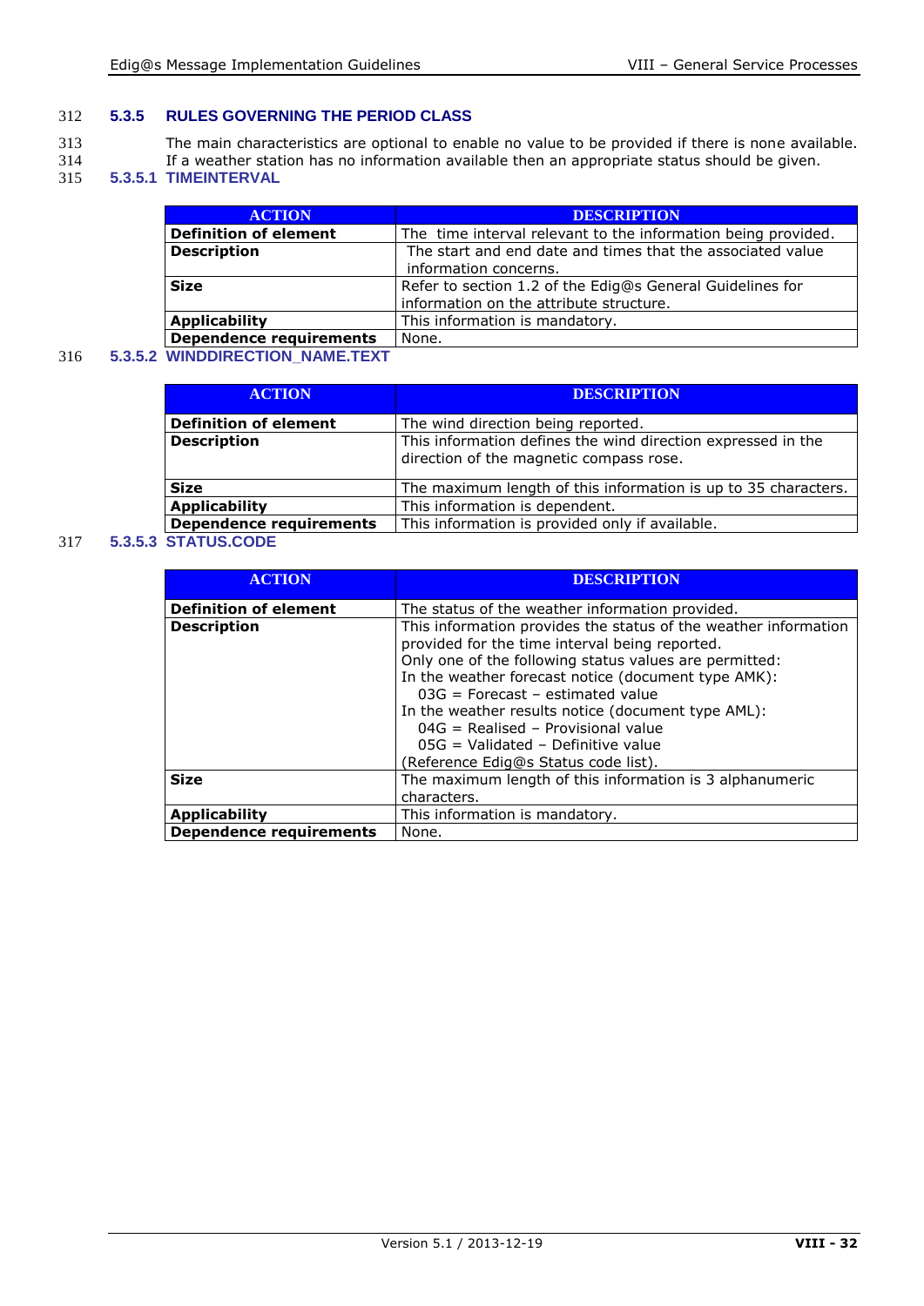### 5.3.5 RULES GOVERNING THE PERIOD CLASS

The main characteristics are optional to enable no value to be provided if there is none available. If a weather station has no information available then an appropriate status should be given.

#### 5.3.5.1 TIMEINTERVAL

| ACTION | DESCRIPTION |
|---|---|
| **Definition of element** | The time interval relevant to the information being provided. |
| **Description** | The start and end date and times that the associated value information concerns. |
| **Size** | Refer to section 1.2 of the Edig@s General Guidelines for information on the attribute structure. |
| **Applicability** | This information is mandatory. |
| **Dependence requirements** | None. |

#### 5.3.5.2 WINDDIRECTION_NAME.TEXT

| ACTION | DESCRIPTION |
|---|---|
| **Definition of element** | The wind direction being reported. |
| **Description** | This information defines the wind direction expressed in the direction of the magnetic compass rose. |
| **Size** | The maximum length of this information is up to 35 characters. |
| **Applicability** | This information is dependent. |
| **Dependence requirements** | This information is provided only if available. |

#### 5.3.5.3 STATUS.CODE

| ACTION | DESCRIPTION |
|---|---|
| **Definition of element** | The status of the weather information provided. |
| **Description** | This information provides the status of the weather information provided for the time interval being reported.<br>Only one of the following status values are permitted:<br>In the weather forecast notice (document type AMK):<br>03G = Forecast – estimated value<br>In the weather results notice (document type AML):<br>04G = Realised – Provisional value<br>05G = Validated – Definitive value<br>(Reference Edig@s Status code list). |
| **Size** | The maximum length of this information is 3 alphanumeric characters. |
| **Applicability** | This information is mandatory. |
| **Dependence requirements** | None. |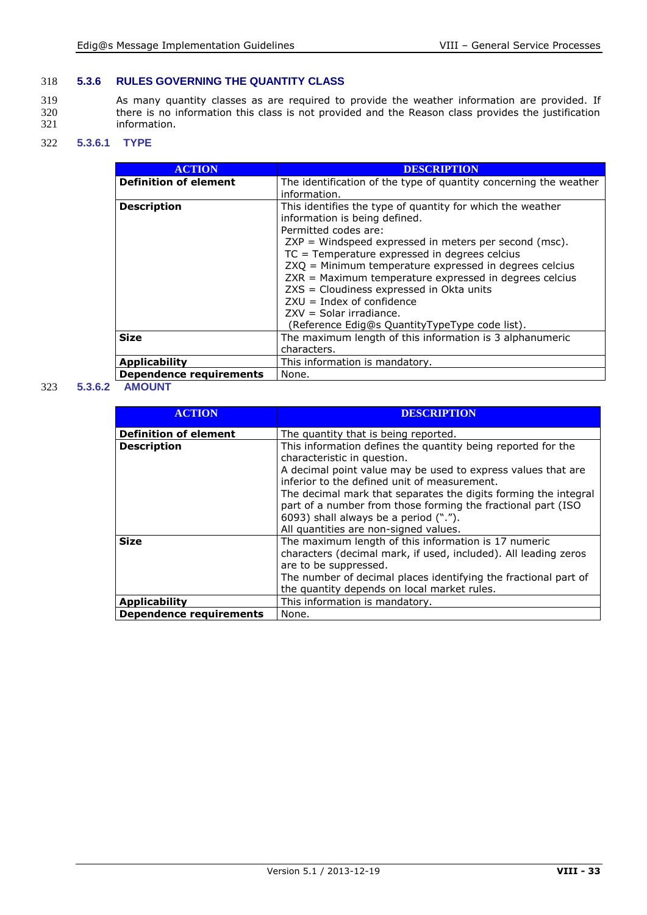### 5.3.6 RULES GOVERNING THE QUANTITY CLASS

As many quantity classes as are required to provide the weather information are provided. If there is no information this class is not provided and the Reason class provides the justification information.

#### 5.3.6.1 TYPE

| ACTION | DESCRIPTION |
|---|---|
| **Definition of element** | The identification of the type of quantity concerning the weather information. |
| **Description** | This identifies the type of quantity for which the weather information is being defined.<br>Permitted codes are:<br>ZXP = Windspeed expressed in meters per second (msc).<br>TC = Temperature expressed in degrees celcius<br>ZXQ = Minimum temperature expressed in degrees celcius<br>ZXR = Maximum temperature expressed in degrees celcius<br>ZXS = Cloudiness expressed in Okta units<br>ZXU = Index of confidence<br>ZXV = Solar irradiance.<br>(Reference Edig@s QuantityTypeType code list). |
| **Size** | The maximum length of this information is 3 alphanumeric characters. |
| **Applicability** | This information is mandatory. |
| **Dependence requirements** | None. |

#### 5.3.6.2 AMOUNT

| ACTION | DESCRIPTION |
|---|---|
| **Definition of element** | The quantity that is being reported. |
| **Description** | This information defines the quantity being reported for the characteristic in question.<br>A decimal point value may be used to express values that are inferior to the defined unit of measurement.<br>The decimal mark that separates the digits forming the integral part of a number from those forming the fractional part (ISO 6093) shall always be a period (“.”).<br>All quantities are non-signed values. |
| **Size** | The maximum length of this information is 17 numeric characters (decimal mark, if used, included). All leading zeros are to be suppressed.<br>The number of decimal places identifying the fractional part of the quantity depends on local market rules. |
| **Applicability** | This information is mandatory. |
| **Dependence requirements** | None. |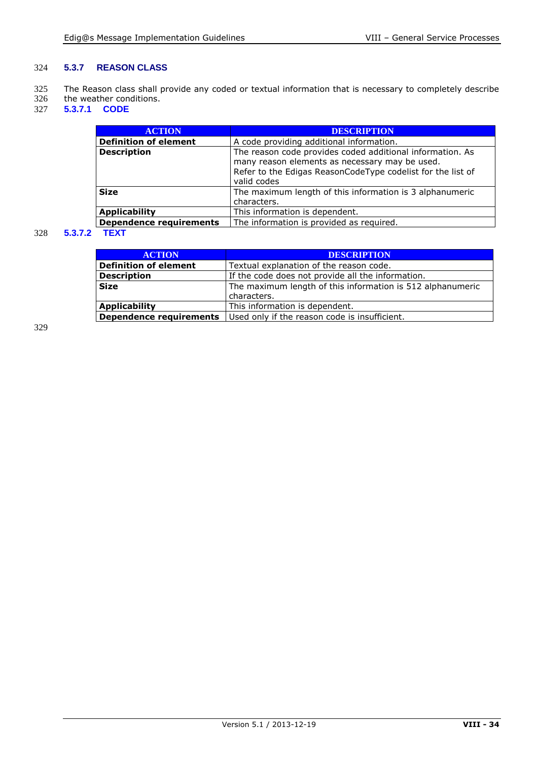### 5.3.7 REASON CLASS

The Reason class shall provide any coded or textual information that is necessary to completely describe the weather conditions.

#### 5.3.7.1 CODE

| ACTION | DESCRIPTION |
|---|---|
| **Definition of element** | A code providing additional information. |
| **Description** | The reason code provides coded additional information. As many reason elements as necessary may be used.<br>Refer to the Edigas ReasonCodeType codelist for the list of valid codes |
| **Size** | The maximum length of this information is 3 alphanumeric characters. |
| **Applicability** | This information is dependent. |
| **Dependence requirements** | The information is provided as required. |

#### 5.3.7.2 TEXT

| ACTION | DESCRIPTION |
|---|---|
| **Definition of element** | Textual explanation of the reason code. |
| **Description** | If the code does not provide all the information. |
| **Size** | The maximum length of this information is 512 alphanumeric characters. |
| **Applicability** | This information is dependent. |
| **Dependence requirements** | Used only if the reason code is insufficient. |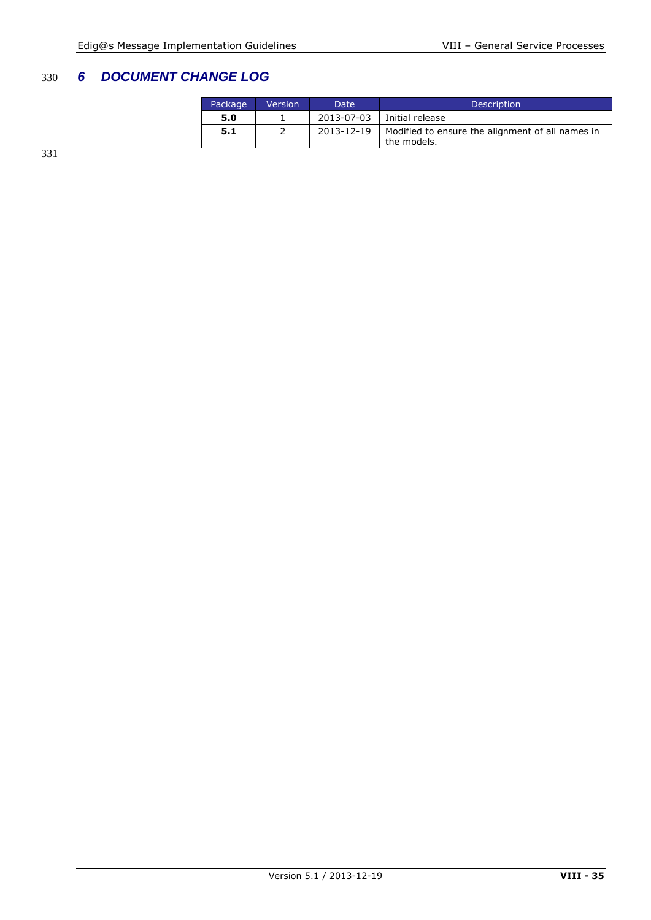# 6 DOCUMENT CHANGE LOG

| Package | Version | Date | Description |
|---|---|---|---|
| **5.0** | 1 | 2013-07-03 | Initial release |
| **5.1** | 2 | 2013-12-19 | Modified to ensure the alignment of all names in the models. |